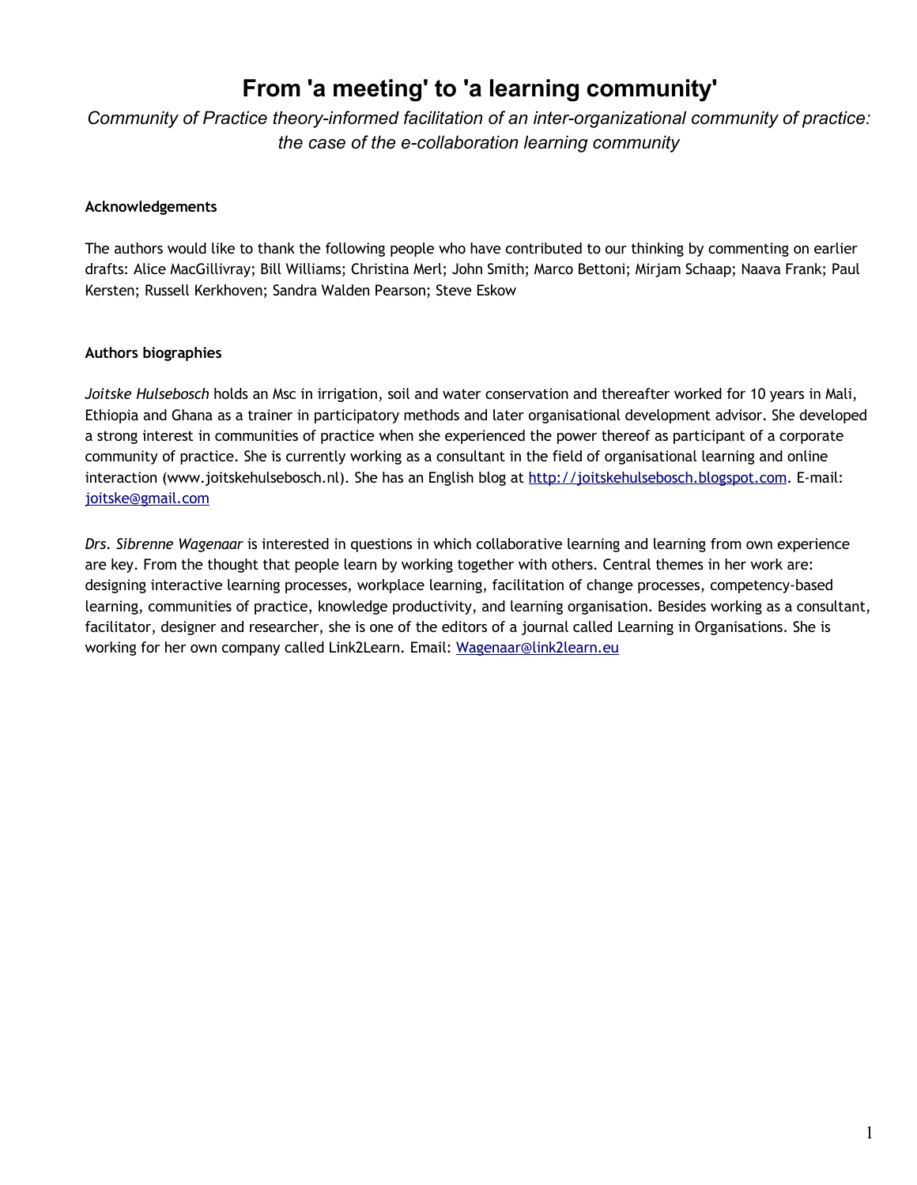# From 'a meeting' to 'a learning community'

*Community of Practice theory-informed facilitation of an inter-organizational community of practice: the case of the e-collaboration learning community*

### Acknowledgements

The authors would like to thank the following people who have contributed to our thinking by commenting on earlier drafts: Alice MacGillivray; Bill Williams; Christina Merl; John Smith; Marco Bettoni; Mirjam Schaap; Naava Frank; Paul Kersten; Russell Kerkhoven; Sandra Walden Pearson; Steve Eskow

### Authors biographies

*Joitske Hulsebosch* holds an Msc in irrigation, soil and water conservation and thereafter worked for 10 years in Mali, Ethiopia and Ghana as a trainer in participatory methods and later organisational development advisor. She developed a strong interest in communities of practice when she experienced the power thereof as participant of a corporate community of practice. She is currently working as a consultant in the field of organisational learning and online interaction (www.joitskehulsebosch.nl). She has an English blog at http://joitskehulsebosch.blogspot.com. E-mail: joitske@gmail.com

*Drs. Sibrenne Wagenaar* is interested in questions in which collaborative learning and learning from own experience are key. From the thought that people learn by working together with others. Central themes in her work are: designing interactive learning processes, workplace learning, facilitation of change processes, competency-based learning, communities of practice, knowledge productivity, and learning organisation. Besides working as a consultant, facilitator, designer and researcher, she is one of the editors of a journal called Learning in Organisations. She is working for her own company called Link2Learn. Email: Wagenaar@link2learn.eu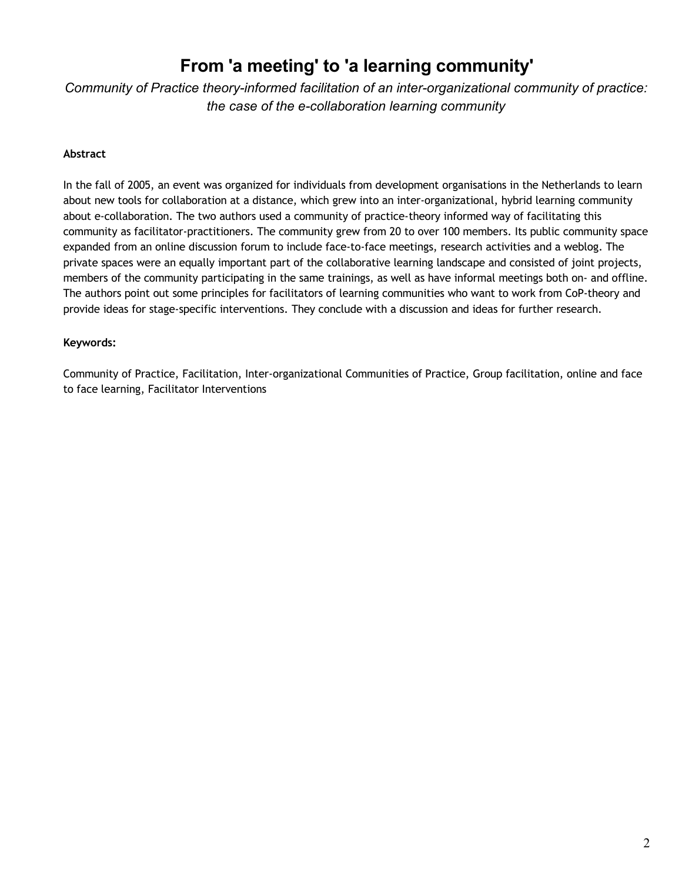# From 'a meeting' to 'a learning community'

*Community of Practice theory-informed facilitation of an inter-organizational community of practice: the case of the e-collaboration learning community*

**Abstract**

In the fall of 2005, an event was organized for individuals from development organisations in the Netherlands to learn about new tools for collaboration at a distance, which grew into an inter-organizational, hybrid learning community about e-collaboration. The two authors used a community of practice-theory informed way of facilitating this community as facilitator-practitioners. The community grew from 20 to over 100 members. Its public community space expanded from an online discussion forum to include face-to-face meetings, research activities and a weblog. The private spaces were an equally important part of the collaborative learning landscape and consisted of joint projects, members of the community participating in the same trainings, as well as have informal meetings both on- and offline. The authors point out some principles for facilitators of learning communities who want to work from CoP-theory and provide ideas for stage-specific interventions. They conclude with a discussion and ideas for further research.

**Keywords:**

Community of Practice, Facilitation, Inter-organizational Communities of Practice, Group facilitation, online and face to face learning, Facilitator Interventions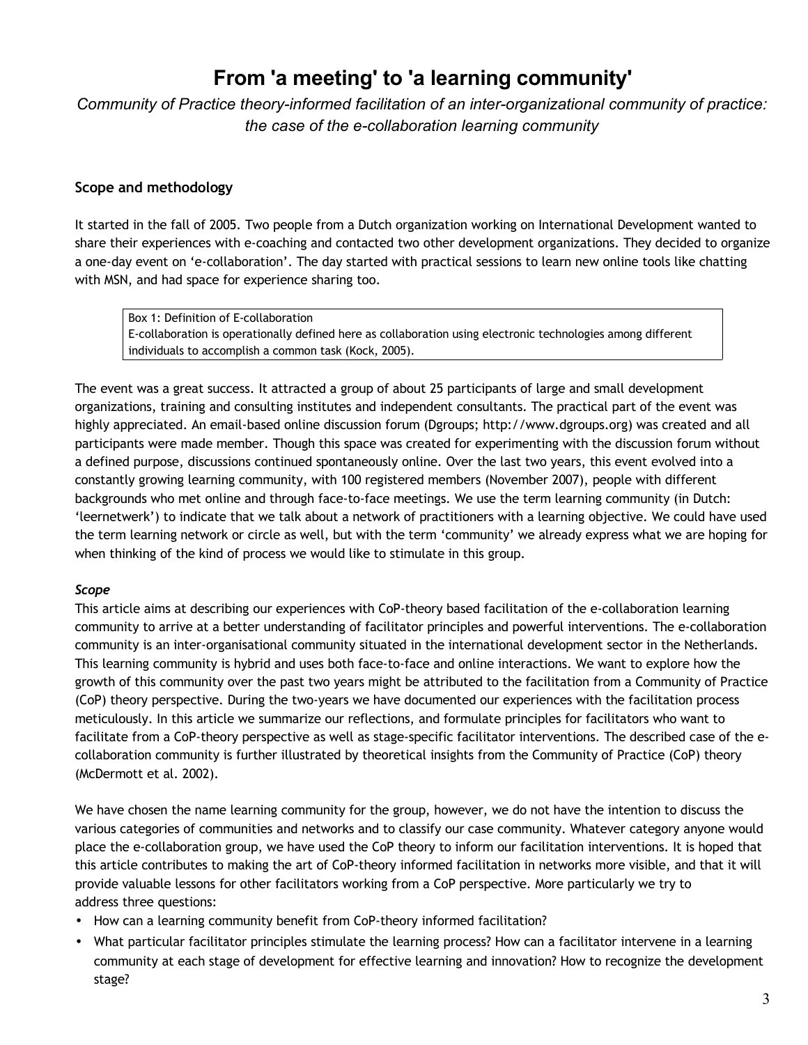# From 'a meeting' to 'a learning community'

*Community of Practice theory-informed facilitation of an inter-organizational community of practice: the case of the e-collaboration learning community*

## Scope and methodology

It started in the fall of 2005. Two people from a Dutch organization working on International Development wanted to share their experiences with e-coaching and contacted two other development organizations. They decided to organize a one-day event on 'e-collaboration'. The day started with practical sessions to learn new online tools like chatting with MSN, and had space for experience sharing too.

> Box 1: Definition of E-collaboration
> E-collaboration is operationally defined here as collaboration using electronic technologies among different individuals to accomplish a common task (Kock, 2005).

The event was a great success. It attracted a group of about 25 participants of large and small development organizations, training and consulting institutes and independent consultants. The practical part of the event was highly appreciated. An email-based online discussion forum (Dgroups; http://www.dgroups.org) was created and all participants were made member. Though this space was created for experimenting with the discussion forum without a defined purpose, discussions continued spontaneously online. Over the last two years, this event evolved into a constantly growing learning community, with 100 registered members (November 2007), people with different backgrounds who met online and through face-to-face meetings. We use the term learning community (in Dutch: 'leernetwerk') to indicate that we talk about a network of practitioners with a learning objective. We could have used the term learning network or circle as well, but with the term 'community' we already express what we are hoping for when thinking of the kind of process we would like to stimulate in this group.

### *Scope*

This article aims at describing our experiences with CoP-theory based facilitation of the e-collaboration learning community to arrive at a better understanding of facilitator principles and powerful interventions. The e-collaboration community is an inter-organisational community situated in the international development sector in the Netherlands. This learning community is hybrid and uses both face-to-face and online interactions. We want to explore how the growth of this community over the past two years might be attributed to the facilitation from a Community of Practice (CoP) theory perspective. During the two-years we have documented our experiences with the facilitation process meticulously. In this article we summarize our reflections, and formulate principles for facilitators who want to facilitate from a CoP-theory perspective as well as stage-specific facilitator interventions. The described case of the e-collaboration community is further illustrated by theoretical insights from the Community of Practice (CoP) theory (McDermott et al. 2002).

We have chosen the name learning community for the group, however, we do not have the intention to discuss the various categories of communities and networks and to classify our case community. Whatever category anyone would place the e-collaboration group, we have used the CoP theory to inform our facilitation interventions. It is hoped that this article contributes to making the art of CoP-theory informed facilitation in networks more visible, and that it will provide valuable lessons for other facilitators working from a CoP perspective. More particularly we try to address three questions:

- How can a learning community benefit from CoP-theory informed facilitation?
- What particular facilitator principles stimulate the learning process? How can a facilitator intervene in a learning community at each stage of development for effective learning and innovation? How to recognize the development stage?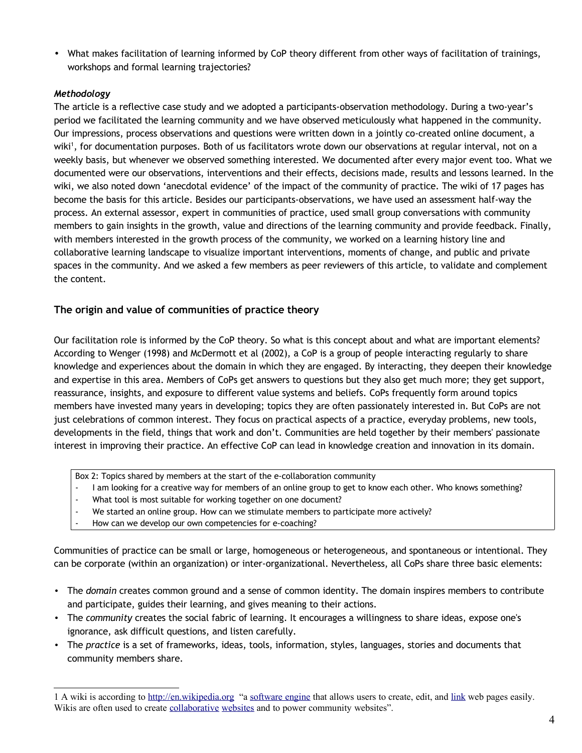- What makes facilitation of learning informed by CoP theory different from other ways of facilitation of trainings, workshops and formal learning trajectories?

***Methodology***

The article is a reflective case study and we adopted a participants-observation methodology. During a two-year's period we facilitated the learning community and we have observed meticulously what happened in the community. Our impressions, process observations and questions were written down in a jointly co-created online document, a wiki[1], for documentation purposes. Both of us facilitators wrote down our observations at regular interval, not on a weekly basis, but whenever we observed something interested. We documented after every major event too. What we documented were our observations, interventions and their effects, decisions made, results and lessons learned. In the wiki, we also noted down 'anecdotal evidence' of the impact of the community of practice. The wiki of 17 pages has become the basis for this article. Besides our participants-observations, we have used an assessment half-way the process. An external assessor, expert in communities of practice, used small group conversations with community members to gain insights in the growth, value and directions of the learning community and provide feedback. Finally, with members interested in the growth process of the community, we worked on a learning history line and collaborative learning landscape to visualize important interventions, moments of change, and public and private spaces in the community. And we asked a few members as peer reviewers of this article, to validate and complement the content.

## The origin and value of communities of practice theory

Our facilitation role is informed by the CoP theory. So what is this concept about and what are important elements? According to Wenger (1998) and McDermott et al (2002), a CoP is a group of people interacting regularly to share knowledge and experiences about the domain in which they are engaged. By interacting, they deepen their knowledge and expertise in this area. Members of CoPs get answers to questions but they also get much more; they get support, reassurance, insights, and exposure to different value systems and beliefs. CoPs frequently form around topics members have invested many years in developing; topics they are often passionately interested in. But CoPs are not just celebrations of common interest. They focus on practical aspects of a practice, everyday problems, new tools, developments in the field, things that work and don't. Communities are held together by their members' passionate interest in improving their practice. An effective CoP can lead in knowledge creation and innovation in its domain.

> Box 2: Topics shared by members at the start of the e-collaboration community
> - I am looking for a creative way for members of an online group to get to know each other. Who knows something?
> - What tool is most suitable for working together on one document?
> - We started an online group. How can we stimulate members to participate more actively?
> - How can we develop our own competencies for e-coaching?

Communities of practice can be small or large, homogeneous or heterogeneous, and spontaneous or intentional. They can be corporate (within an organization) or inter-organizational. Nevertheless, all CoPs share three basic elements:

- The *domain* creates common ground and a sense of common identity. The domain inspires members to contribute and participate, guides their learning, and gives meaning to their actions.
- The *community* creates the social fabric of learning. It encourages a willingness to share ideas, expose one's ignorance, ask difficult questions, and listen carefully.
- The *practice* is a set of frameworks, ideas, tools, information, styles, languages, stories and documents that community members share.

---

[1] A wiki is according to http://en.wikipedia.org "a software engine that allows users to create, edit, and link web pages easily. Wikis are often used to create collaborative websites and to power community websites".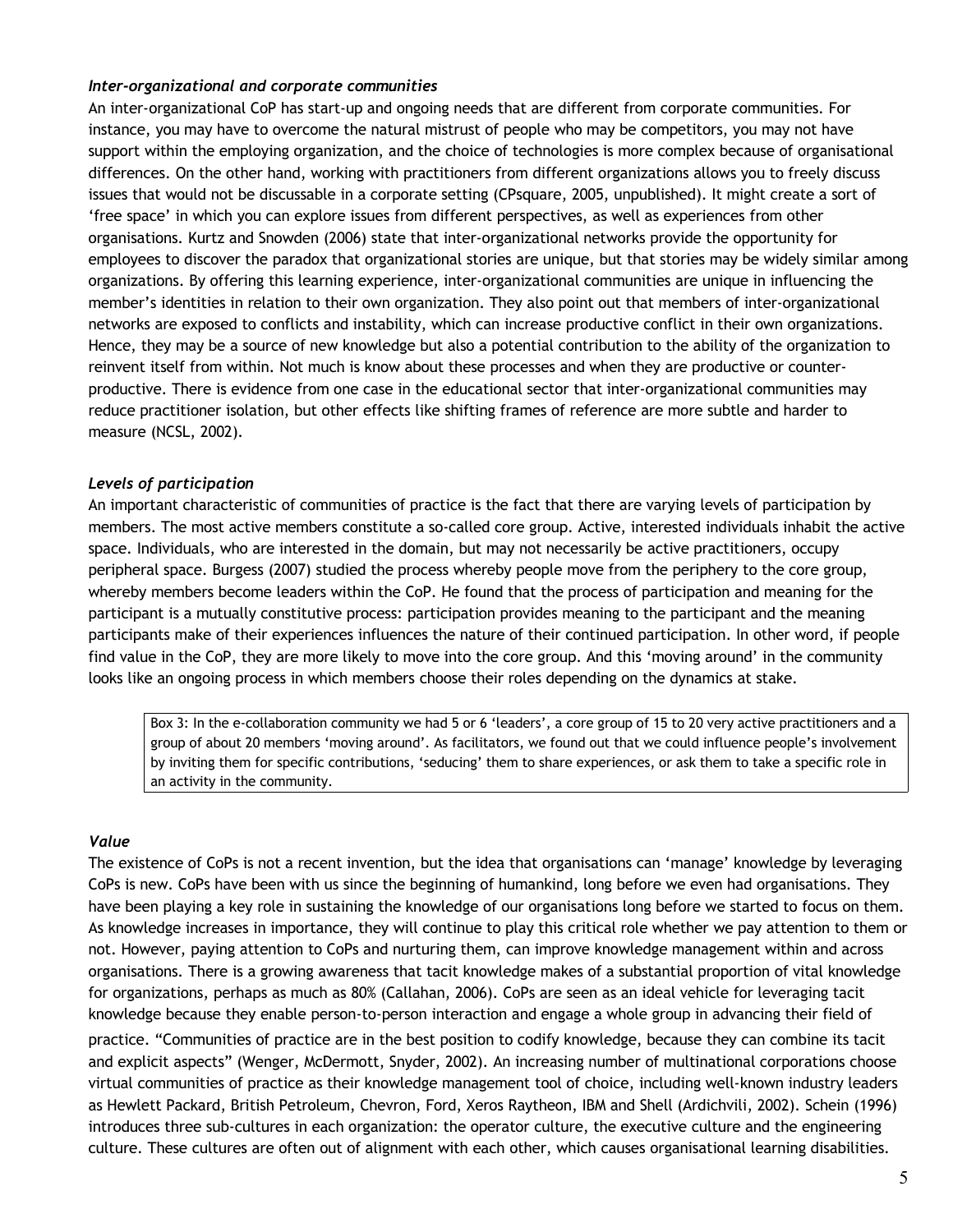### *Inter-organizational and corporate communities*

An inter-organizational CoP has start-up and ongoing needs that are different from corporate communities. For instance, you may have to overcome the natural mistrust of people who may be competitors, you may not have support within the employing organization, and the choice of technologies is more complex because of organisational differences. On the other hand, working with practitioners from different organizations allows you to freely discuss issues that would not be discussable in a corporate setting (CPsquare, 2005, unpublished). It might create a sort of 'free space' in which you can explore issues from different perspectives, as well as experiences from other organisations. Kurtz and Snowden (2006) state that inter-organizational networks provide the opportunity for employees to discover the paradox that organizational stories are unique, but that stories may be widely similar among organizations. By offering this learning experience, inter-organizational communities are unique in influencing the member's identities in relation to their own organization. They also point out that members of inter-organizational networks are exposed to conflicts and instability, which can increase productive conflict in their own organizations. Hence, they may be a source of new knowledge but also a potential contribution to the ability of the organization to reinvent itself from within. Not much is know about these processes and when they are productive or counter-productive. There is evidence from one case in the educational sector that inter-organizational communities may reduce practitioner isolation, but other effects like shifting frames of reference are more subtle and harder to measure (NCSL, 2002).

### *Levels of participation*

An important characteristic of communities of practice is the fact that there are varying levels of participation by members. The most active members constitute a so-called core group. Active, interested individuals inhabit the active space. Individuals, who are interested in the domain, but may not necessarily be active practitioners, occupy peripheral space. Burgess (2007) studied the process whereby people move from the periphery to the core group, whereby members become leaders within the CoP. He found that the process of participation and meaning for the participant is a mutually constitutive process: participation provides meaning to the participant and the meaning participants make of their experiences influences the nature of their continued participation. In other word, if people find value in the CoP, they are more likely to move into the core group. And this 'moving around' in the community looks like an ongoing process in which members choose their roles depending on the dynamics at stake.

> Box 3: In the e-collaboration community we had 5 or 6 'leaders', a core group of 15 to 20 very active practitioners and a group of about 20 members 'moving around'. As facilitators, we found out that we could influence people's involvement by inviting them for specific contributions, 'seducing' them to share experiences, or ask them to take a specific role in an activity in the community.

### *Value*

The existence of CoPs is not a recent invention, but the idea that organisations can 'manage' knowledge by leveraging CoPs is new. CoPs have been with us since the beginning of humankind, long before we even had organisations. They have been playing a key role in sustaining the knowledge of our organisations long before we started to focus on them. As knowledge increases in importance, they will continue to play this critical role whether we pay attention to them or not. However, paying attention to CoPs and nurturing them, can improve knowledge management within and across organisations. There is a growing awareness that tacit knowledge makes of a substantial proportion of vital knowledge for organizations, perhaps as much as 80% (Callahan, 2006). CoPs are seen as an ideal vehicle for leveraging tacit knowledge because they enable person-to-person interaction and engage a whole group in advancing their field of practice. "Communities of practice are in the best position to codify knowledge, because they can combine its tacit and explicit aspects" (Wenger, McDermott, Snyder, 2002). An increasing number of multinational corporations choose virtual communities of practice as their knowledge management tool of choice, including well-known industry leaders as Hewlett Packard, British Petroleum, Chevron, Ford, Xeros Raytheon, IBM and Shell (Ardichvili, 2002). Schein (1996) introduces three sub-cultures in each organization: the operator culture, the executive culture and the engineering culture. These cultures are often out of alignment with each other, which causes organisational learning disabilities.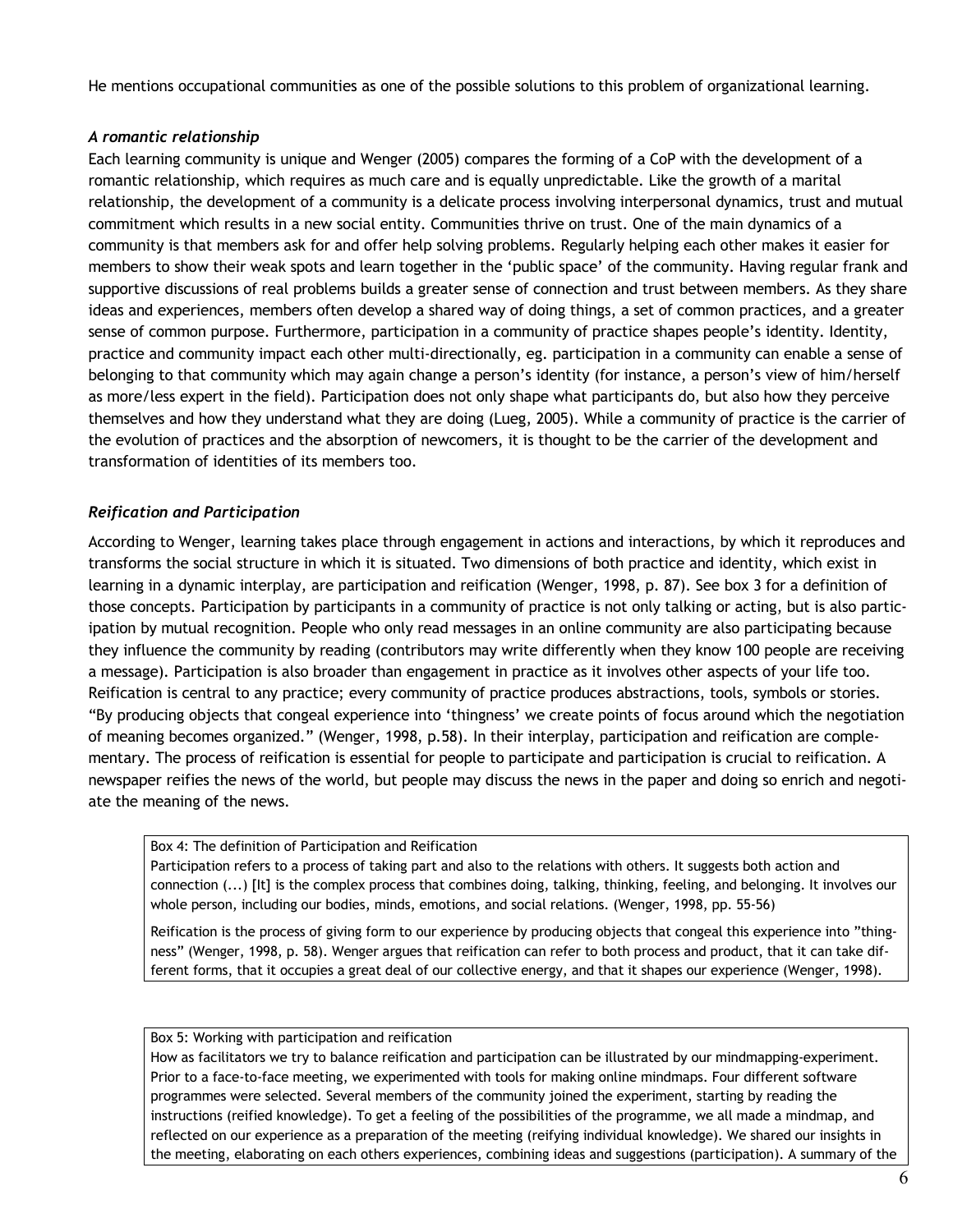He mentions occupational communities as one of the possible solutions to this problem of organizational learning.

### *A romantic relationship*

Each learning community is unique and Wenger (2005) compares the forming of a CoP with the development of a romantic relationship, which requires as much care and is equally unpredictable. Like the growth of a marital relationship, the development of a community is a delicate process involving interpersonal dynamics, trust and mutual commitment which results in a new social entity. Communities thrive on trust. One of the main dynamics of a community is that members ask for and offer help solving problems. Regularly helping each other makes it easier for members to show their weak spots and learn together in the 'public space' of the community. Having regular frank and supportive discussions of real problems builds a greater sense of connection and trust between members. As they share ideas and experiences, members often develop a shared way of doing things, a set of common practices, and a greater sense of common purpose. Furthermore, participation in a community of practice shapes people's identity. Identity, practice and community impact each other multi-directionally, eg. participation in a community can enable a sense of belonging to that community which may again change a person's identity (for instance, a person's view of him/herself as more/less expert in the field). Participation does not only shape what participants do, but also how they perceive themselves and how they understand what they are doing (Lueg, 2005). While a community of practice is the carrier of the evolution of practices and the absorption of newcomers, it is thought to be the carrier of the development and transformation of identities of its members too.

### *Reification and Participation*

According to Wenger, learning takes place through engagement in actions and interactions, by which it reproduces and transforms the social structure in which it is situated. Two dimensions of both practice and identity, which exist in learning in a dynamic interplay, are participation and reification (Wenger, 1998, p. 87). See box 3 for a definition of those concepts. Participation by participants in a community of practice is not only talking or acting, but is also participation by mutual recognition. People who only read messages in an online community are also participating because they influence the community by reading (contributors may write differently when they know 100 people are receiving a message). Participation is also broader than engagement in practice as it involves other aspects of your life too. Reification is central to any practice; every community of practice produces abstractions, tools, symbols or stories. "By producing objects that congeal experience into 'thingness' we create points of focus around which the negotiation of meaning becomes organized." (Wenger, 1998, p.58). In their interplay, participation and reification are complementary. The process of reification is essential for people to participate and participation is crucial to reification. A newspaper reifies the news of the world, but people may discuss the news in the paper and doing so enrich and negotiate the meaning of the news.

> Box 4: The definition of Participation and Reification
>
> Participation refers to a process of taking part and also to the relations with others. It suggests both action and connection (...) [It] is the complex process that combines doing, talking, thinking, feeling, and belonging. It involves our whole person, including our bodies, minds, emotions, and social relations. (Wenger, 1998, pp. 55-56)
>
> Reification is the process of giving form to our experience by producing objects that congeal this experience into "thingness" (Wenger, 1998, p. 58). Wenger argues that reification can refer to both process and product, that it can take different forms, that it occupies a great deal of our collective energy, and that it shapes our experience (Wenger, 1998).

> Box 5: Working with participation and reification
>
> How as facilitators we try to balance reification and participation can be illustrated by our mindmapping-experiment. Prior to a face-to-face meeting, we experimented with tools for making online mindmaps. Four different software programmes were selected. Several members of the community joined the experiment, starting by reading the instructions (reified knowledge). To get a feeling of the possibilities of the programme, we all made a mindmap, and reflected on our experience as a preparation of the meeting (reifying individual knowledge). We shared our insights in the meeting, elaborating on each others experiences, combining ideas and suggestions (participation). A summary of the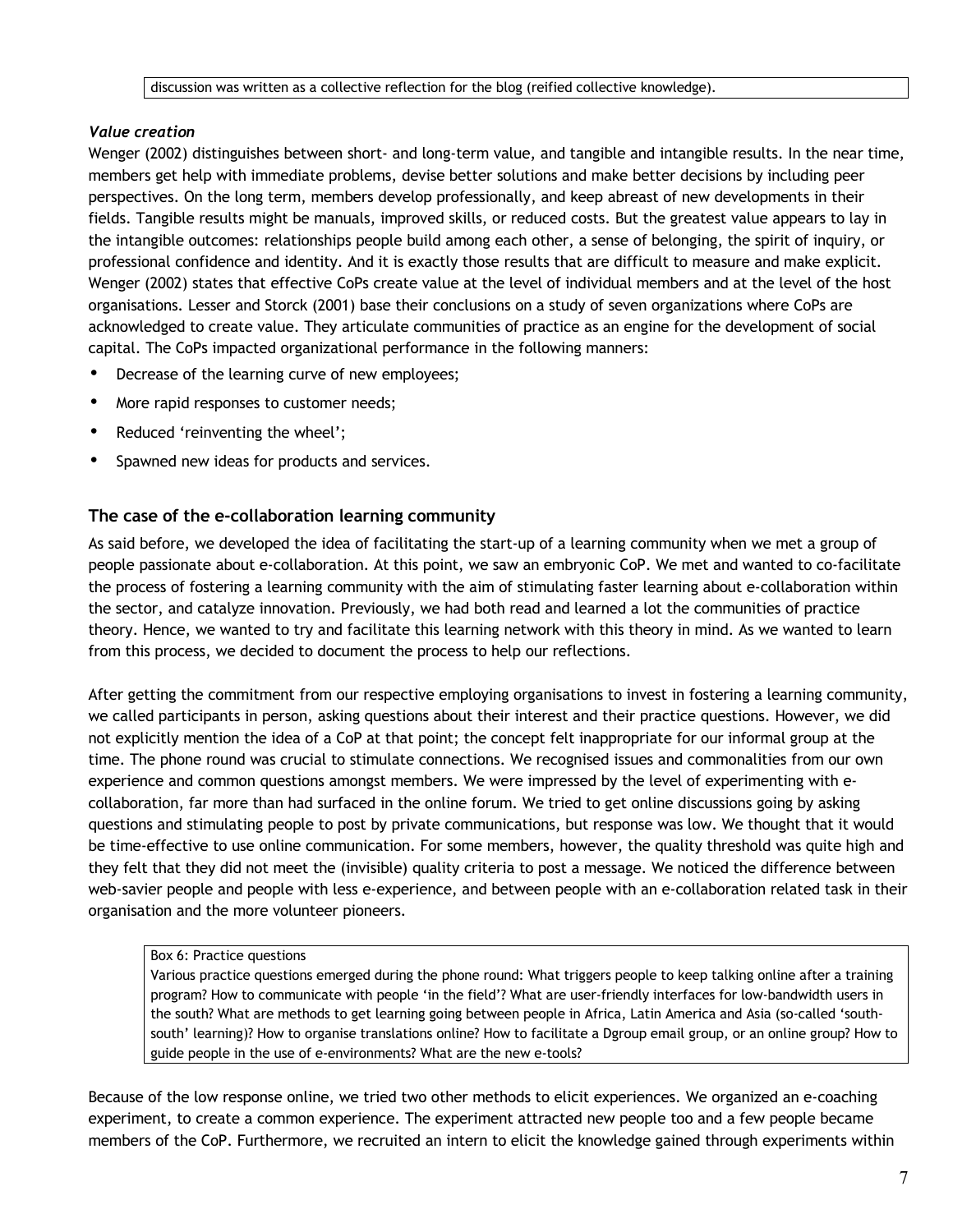discussion was written as a collective reflection for the blog (reified collective knowledge).

### *Value creation*

Wenger (2002) distinguishes between short- and long-term value, and tangible and intangible results. In the near time, members get help with immediate problems, devise better solutions and make better decisions by including peer perspectives. On the long term, members develop professionally, and keep abreast of new developments in their fields. Tangible results might be manuals, improved skills, or reduced costs. But the greatest value appears to lay in the intangible outcomes: relationships people build among each other, a sense of belonging, the spirit of inquiry, or professional confidence and identity. And it is exactly those results that are difficult to measure and make explicit. Wenger (2002) states that effective CoPs create value at the level of individual members and at the level of the host organisations. Lesser and Storck (2001) base their conclusions on a study of seven organizations where CoPs are acknowledged to create value. They articulate communities of practice as an engine for the development of social capital. The CoPs impacted organizational performance in the following manners:

- Decrease of the learning curve of new employees;
- More rapid responses to customer needs;
- Reduced 'reinventing the wheel';
- Spawned new ideas for products and services.

## The case of the e-collaboration learning community

As said before, we developed the idea of facilitating the start-up of a learning community when we met a group of people passionate about e-collaboration. At this point, we saw an embryonic CoP. We met and wanted to co-facilitate the process of fostering a learning community with the aim of stimulating faster learning about e-collaboration within the sector, and catalyze innovation. Previously, we had both read and learned a lot the communities of practice theory. Hence, we wanted to try and facilitate this learning network with this theory in mind. As we wanted to learn from this process, we decided to document the process to help our reflections.

After getting the commitment from our respective employing organisations to invest in fostering a learning community, we called participants in person, asking questions about their interest and their practice questions. However, we did not explicitly mention the idea of a CoP at that point; the concept felt inappropriate for our informal group at the time. The phone round was crucial to stimulate connections. We recognised issues and commonalities from our own experience and common questions amongst members. We were impressed by the level of experimenting with e-collaboration, far more than had surfaced in the online forum. We tried to get online discussions going by asking questions and stimulating people to post by private communications, but response was low. We thought that it would be time-effective to use online communication. For some members, however, the quality threshold was quite high and they felt that they did not meet the (invisible) quality criteria to post a message. We noticed the difference between web-savier people and people with less e-experience, and between people with an e-collaboration related task in their organisation and the more volunteer pioneers.

> Box 6: Practice questions
>
> Various practice questions emerged during the phone round: What triggers people to keep talking online after a training program? How to communicate with people 'in the field'? What are user-friendly interfaces for low-bandwidth users in the south? What are methods to get learning going between people in Africa, Latin America and Asia (so-called 'south-south' learning)? How to organise translations online? How to facilitate a Dgroup email group, or an online group? How to guide people in the use of e-environments? What are the new e-tools?

Because of the low response online, we tried two other methods to elicit experiences. We organized an e-coaching experiment, to create a common experience. The experiment attracted new people too and a few people became members of the CoP. Furthermore, we recruited an intern to elicit the knowledge gained through experiments within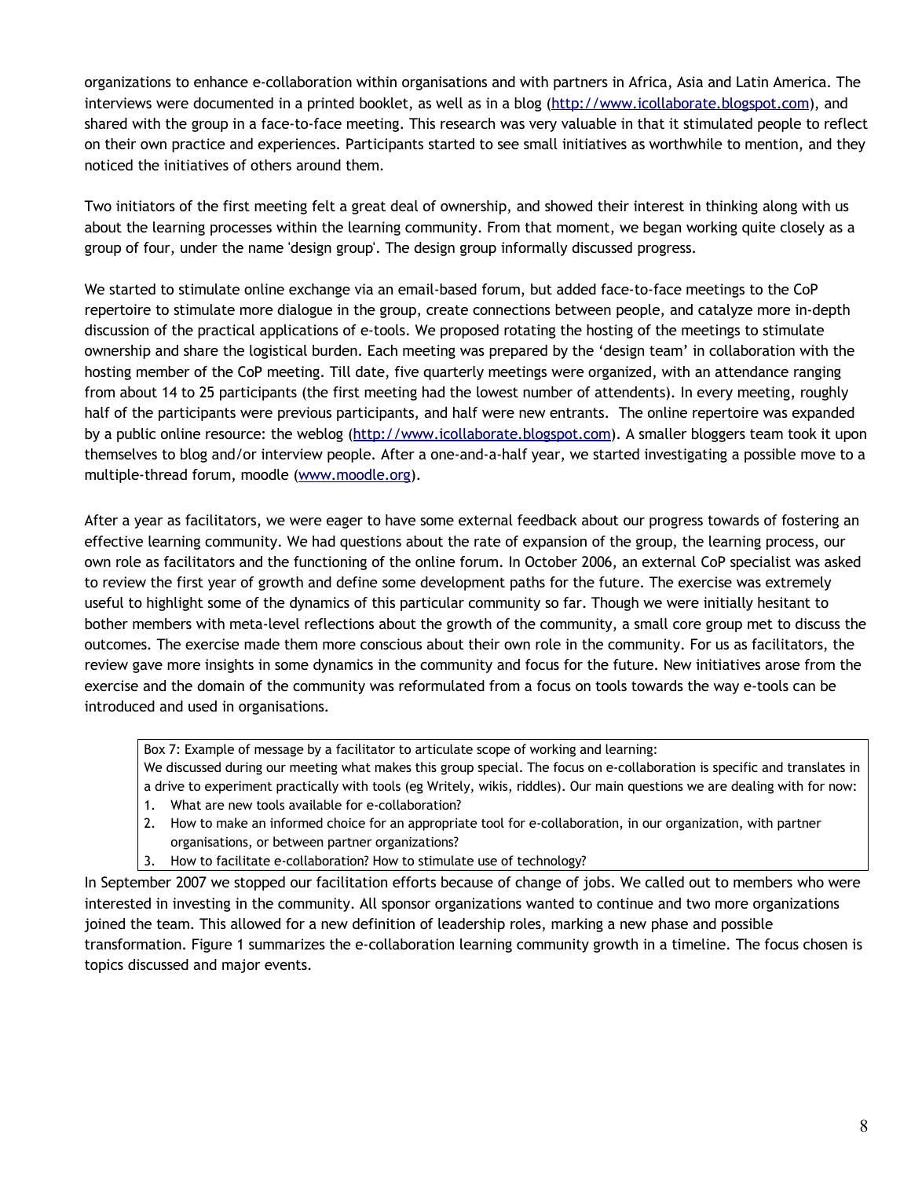organizations to enhance e-collaboration within organisations and with partners in Africa, Asia and Latin America. The interviews were documented in a printed booklet, as well as in a blog (http://www.icollaborate.blogspot.com), and shared with the group in a face-to-face meeting. This research was very valuable in that it stimulated people to reflect on their own practice and experiences. Participants started to see small initiatives as worthwhile to mention, and they noticed the initiatives of others around them.

Two initiators of the first meeting felt a great deal of ownership, and showed their interest in thinking along with us about the learning processes within the learning community. From that moment, we began working quite closely as a group of four, under the name 'design group'. The design group informally discussed progress.

We started to stimulate online exchange via an email-based forum, but added face-to-face meetings to the CoP repertoire to stimulate more dialogue in the group, create connections between people, and catalyze more in-depth discussion of the practical applications of e-tools. We proposed rotating the hosting of the meetings to stimulate ownership and share the logistical burden. Each meeting was prepared by the 'design team' in collaboration with the hosting member of the CoP meeting. Till date, five quarterly meetings were organized, with an attendance ranging from about 14 to 25 participants (the first meeting had the lowest number of attendents). In every meeting, roughly half of the participants were previous participants, and half were new entrants. The online repertoire was expanded by a public online resource: the weblog (http://www.icollaborate.blogspot.com). A smaller bloggers team took it upon themselves to blog and/or interview people. After a one-and-a-half year, we started investigating a possible move to a multiple-thread forum, moodle (www.moodle.org).

After a year as facilitators, we were eager to have some external feedback about our progress towards of fostering an effective learning community. We had questions about the rate of expansion of the group, the learning process, our own role as facilitators and the functioning of the online forum. In October 2006, an external CoP specialist was asked to review the first year of growth and define some development paths for the future. The exercise was extremely useful to highlight some of the dynamics of this particular community so far. Though we were initially hesitant to bother members with meta-level reflections about the growth of the community, a small core group met to discuss the outcomes. The exercise made them more conscious about their own role in the community. For us as facilitators, the review gave more insights in some dynamics in the community and focus for the future. New initiatives arose from the exercise and the domain of the community was reformulated from a focus on tools towards the way e-tools can be introduced and used in organisations.

> Box 7: Example of message by a facilitator to articulate scope of working and learning:
> We discussed during our meeting what makes this group special. The focus on e-collaboration is specific and translates in a drive to experiment practically with tools (eg Writely, wikis, riddles). Our main questions we are dealing with for now:
> 1. What are new tools available for e-collaboration?
> 2. How to make an informed choice for an appropriate tool for e-collaboration, in our organization, with partner organisations, or between partner organizations?
> 3. How to facilitate e-collaboration? How to stimulate use of technology?

In September 2007 we stopped our facilitation efforts because of change of jobs. We called out to members who were interested in investing in the community. All sponsor organizations wanted to continue and two more organizations joined the team. This allowed for a new definition of leadership roles, marking a new phase and possible transformation. Figure 1 summarizes the e-collaboration learning community growth in a timeline. The focus chosen is topics discussed and major events.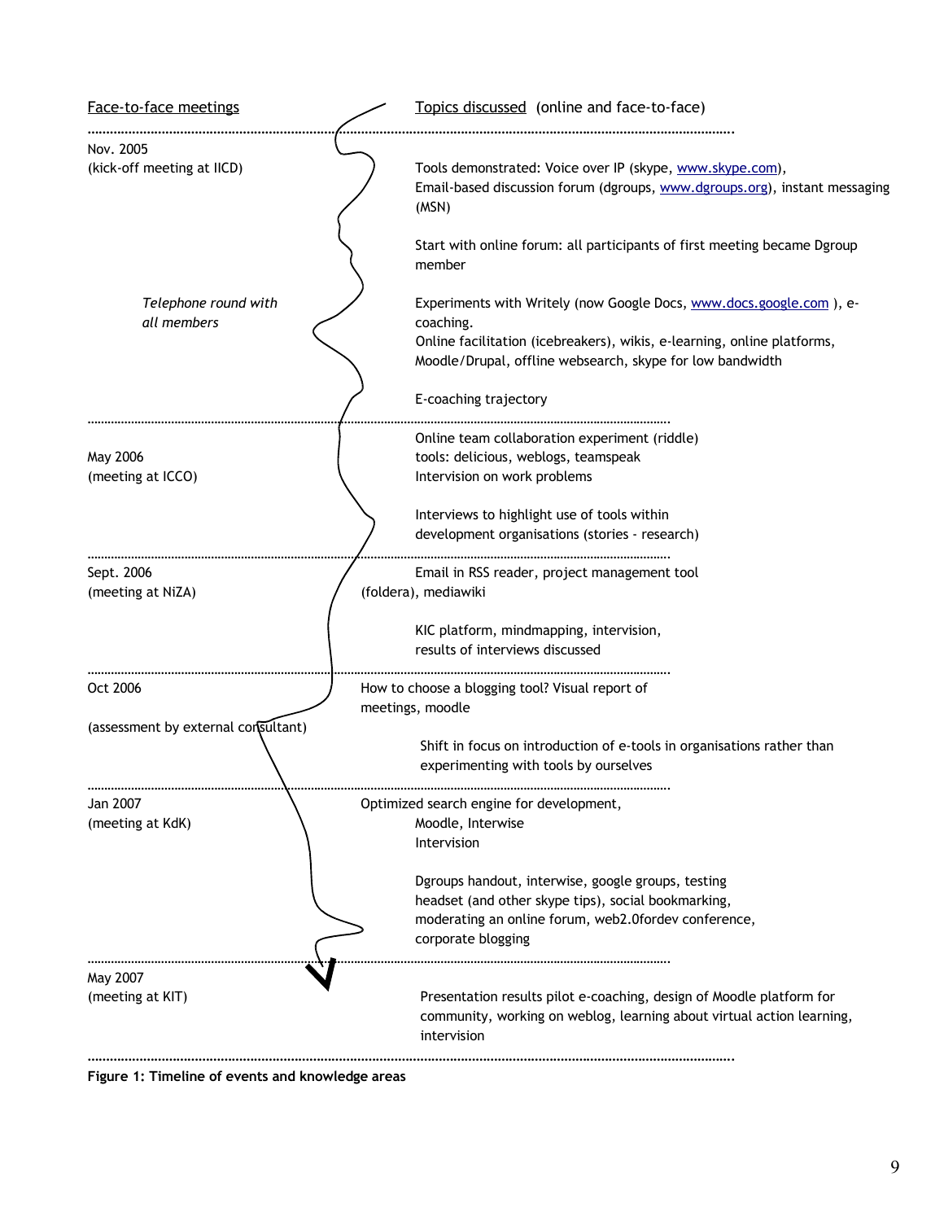| Face-to-face meetings | Topics discussed (online and face-to-face) |
| --- | --- |
| Nov. 2005 (kick-off meeting at IICD) | Tools demonstrated: Voice over IP (skype, www.skype.com), Email-based discussion forum (dgroups, www.dgroups.org), instant messaging (MSN)<br><br>Start with online forum: all participants of first meeting became Dgroup member |
| *Telephone round with all members* | Experiments with Writely (now Google Docs, www.docs.google.com ), e-coaching.<br>Online facilitation (icebreakers), wikis, e-learning, online platforms, Moodle/Drupal, offline websearch, skype for low bandwidth<br><br>E-coaching trajectory |
| May 2006 (meeting at ICCO) | Online team collaboration experiment (riddle) tools: delicious, weblogs, teamspeak<br>Intervision on work problems<br><br>Interviews to highlight use of tools within development organisations (stories - research) |
| Sept. 2006 (meeting at NiZA) | Email in RSS reader, project management tool (foldera), mediawiki<br><br>KIC platform, mindmapping, intervision, results of interviews discussed |
| Oct 2006 (assessment by external consultant) | How to choose a blogging tool? Visual report of meetings, moodle<br><br>Shift in focus on introduction of e-tools in organisations rather than experimenting with tools by ourselves |
| Jan 2007 (meeting at KdK) | Optimized search engine for development, Moodle, Interwise<br>Intervision<br><br>Dgroups handout, interwise, google groups, testing headset (and other skype tips), social bookmarking, moderating an online forum, web2.0fordev conference, corporate blogging |
| May 2007 (meeting at KIT) | Presentation results pilot e-coaching, design of Moodle platform for community, working on weblog, learning about virtual action learning, intervision |

**Figure 1: Timeline of events and knowledge areas**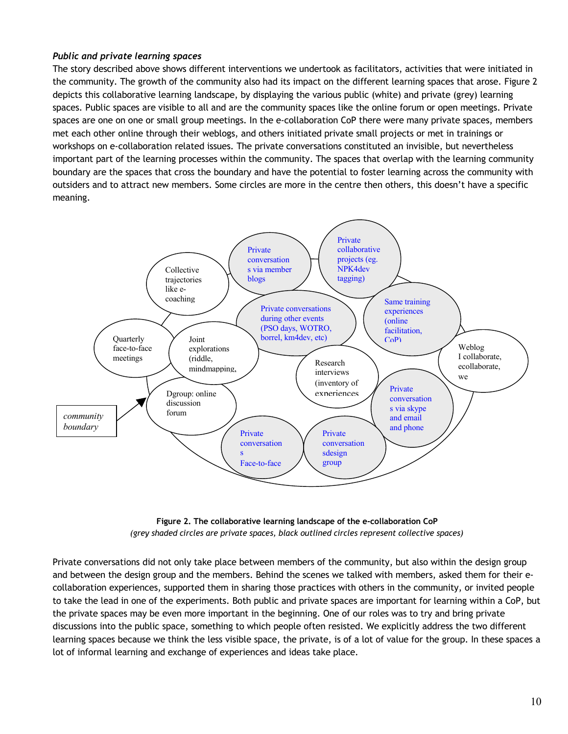*Public and private learning spaces*

The story described above shows different interventions we undertook as facilitators, activities that were initiated in the community. The growth of the community also had its impact on the different learning spaces that arose. Figure 2 depicts this collaborative learning landscape, by displaying the various public (white) and private (grey) learning spaces. Public spaces are visible to all and are the community spaces like the online forum or open meetings. Private spaces are one on one or small group meetings. In the e-collaboration CoP there were many private spaces, members met each other online through their weblogs, and others initiated private small projects or met in trainings or workshops on e-collaboration related issues. The private conversations constituted an invisible, but nevertheless important part of the learning processes within the community. The spaces that overlap with the learning community boundary are the spaces that cross the boundary and have the potential to foster learning across the community with outsiders and to attract new members. Some circles are more in the centre then others, this doesn't have a specific meaning.

**Figure 2. The collaborative learning landscape of the e-collaboration CoP**

*(grey shaded circles are private spaces, black outlined circles represent collective spaces)*

Private conversations did not only take place between members of the community, but also within the design group and between the design group and the members. Behind the scenes we talked with members, asked them for their e-collaboration experiences, supported them in sharing those practices with others in the community, or invited people to take the lead in one of the experiments. Both public and private spaces are important for learning within a CoP, but the private spaces may be even more important in the beginning. One of our roles was to try and bring private discussions into the public space, something to which people often resisted. We explicitly address the two different learning spaces because we think the less visible space, the private, is of a lot of value for the group. In these spaces a lot of informal learning and exchange of experiences and ideas take place.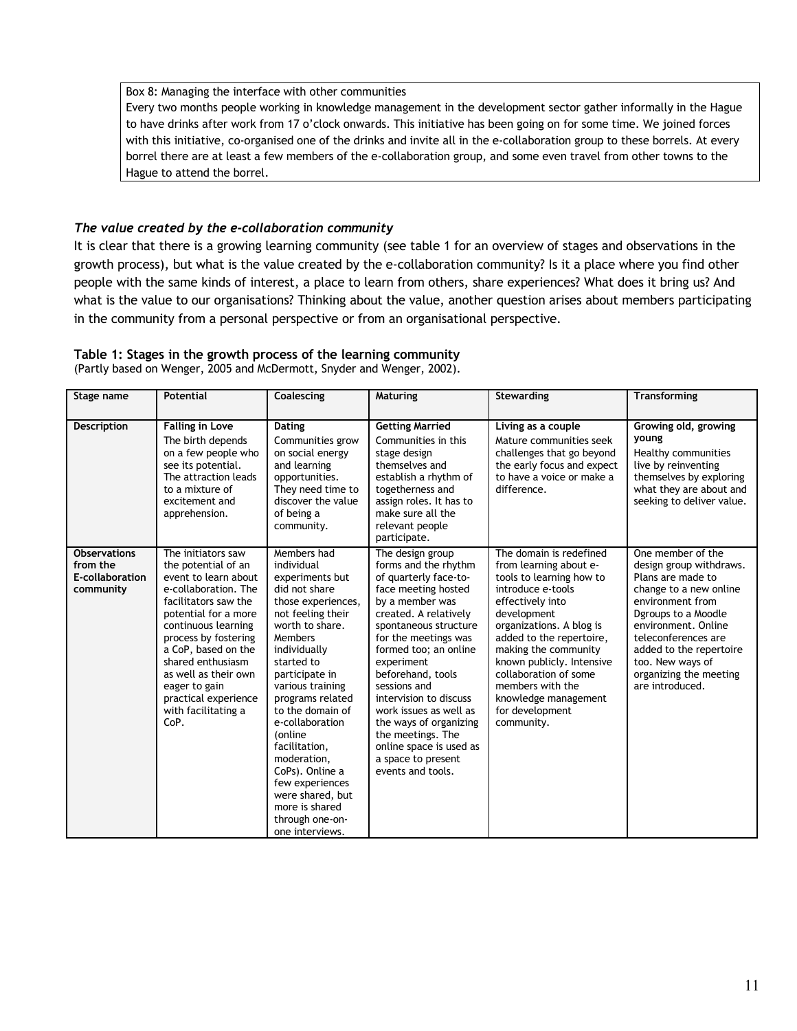Box 8: Managing the interface with other communities

Every two months people working in knowledge management in the development sector gather informally in the Hague to have drinks after work from 17 o'clock onwards. This initiative has been going on for some time. We joined forces with this initiative, co-organised one of the drinks and invite all in the e-collaboration group to these borrels. At every borrel there are at least a few members of the e-collaboration group, and some even travel from other towns to the Hague to attend the borrel.

### *The value created by the e-collaboration community*

It is clear that there is a growing learning community (see table 1 for an overview of stages and observations in the growth process), but what is the value created by the e-collaboration community? Is it a place where you find other people with the same kinds of interest, a place to learn from others, share experiences? What does it bring us? And what is the value to our organisations? Thinking about the value, another question arises about members participating in the community from a personal perspective or from an organisational perspective.

**Table 1: Stages in the growth process of the learning community**
(Partly based on Wenger, 2005 and McDermott, Snyder and Wenger, 2002).

| Stage name | Potential | Coalescing | Maturing | Stewarding | Transforming |
|---|---|---|---|---|---|
| **Description** | **Falling in Love** The birth depends on a few people who see its potential. The attraction leads to a mixture of excitement and apprehension. | **Dating** Communities grow on social energy and learning opportunities. They need time to discover the value of being a community. | **Getting Married** Communities in this stage design themselves and establish a rhythm of togetherness and assign roles. It has to make sure all the relevant people participate. | **Living as a couple** Mature communities seek challenges that go beyond the early focus and expect to have a voice or make a difference. | **Growing old, growing young** Healthy communities live by reinventing themselves by exploring what they are about and seeking to deliver value. |
| **Observations from the E-collaboration community** | The initiators saw the potential of an event to learn about e-collaboration. The facilitators saw the potential for a more continuous learning process by fostering a CoP, based on the shared enthusiasm as well as their own eager to gain practical experience with facilitating a CoP. | Members had individual experiments but did not share those experiences, not feeling their worth to share. Members individually started to participate in various training programs related to the domain of e-collaboration (online facilitation, moderation, CoPs). Online a few experiences were shared, but more is shared through one-on-one interviews. | The design group forms and the rhythm of quarterly face-to-face meeting hosted by a member was created. A relatively spontaneous structure for the meetings was formed too; an online experiment beforehand, tools sessions and intervision to discuss work issues as well as the ways of organizing the meetings. The online space is used as a space to present events and tools. | The domain is redefined from learning about e-tools to learning how to introduce e-tools effectively into development organizations. A blog is added to the repertoire, making the community known publicly. Intensive collaboration of some members with the knowledge management for development community. | One member of the design group withdraws. Plans are made to change to a new online environment from Dgroups to a Moodle environment. Online teleconferences are added to the repertoire too. New ways of organizing the meeting are introduced. |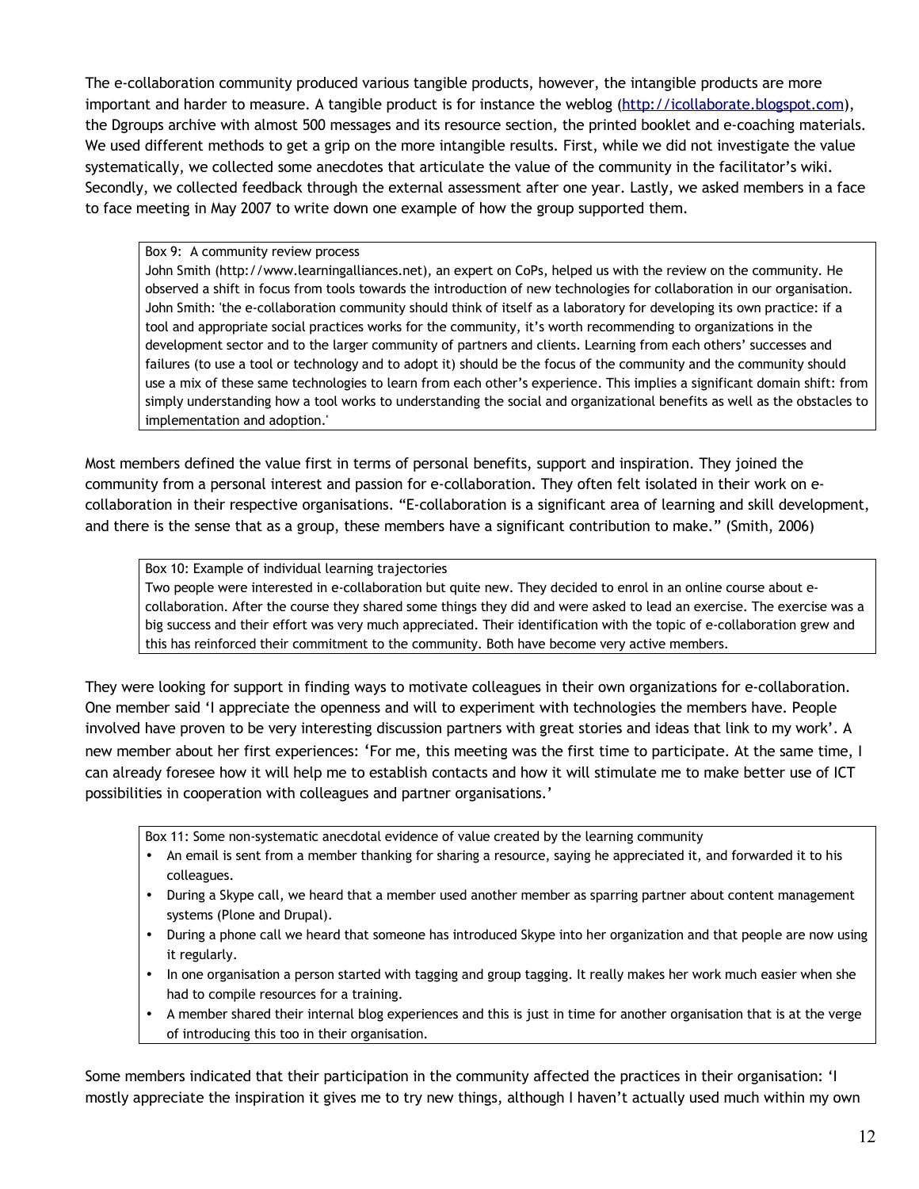The e-collaboration community produced various tangible products, however, the intangible products are more important and harder to measure. A tangible product is for instance the weblog (http://icollaborate.blogspot.com), the Dgroups archive with almost 500 messages and its resource section, the printed booklet and e-coaching materials. We used different methods to get a grip on the more intangible results. First, while we did not investigate the value systematically, we collected some anecdotes that articulate the value of the community in the facilitator's wiki. Secondly, we collected feedback through the external assessment after one year. Lastly, we asked members in a face to face meeting in May 2007 to write down one example of how the group supported them.

> Box 9: A community review process
>
> John Smith (http://www.learningalliances.net), an expert on CoPs, helped us with the review on the community. He observed a shift in focus from tools towards the introduction of new technologies for collaboration in our organisation. John Smith: 'the e-collaboration community should think of itself as a laboratory for developing its own practice: if a tool and appropriate social practices works for the community, it's worth recommending to organizations in the development sector and to the larger community of partners and clients. Learning from each others' successes and failures (to use a tool or technology and to adopt it) should be the focus of the community and the community should use a mix of these same technologies to learn from each other's experience. This implies a significant domain shift: from simply understanding how a tool works to understanding the social and organizational benefits as well as the obstacles to implementation and adoption.'

Most members defined the value first in terms of personal benefits, support and inspiration. They joined the community from a personal interest and passion for e-collaboration. They often felt isolated in their work on e-collaboration in their respective organisations. "E-collaboration is a significant area of learning and skill development, and there is the sense that as a group, these members have a significant contribution to make." (Smith, 2006)

> Box 10: Example of individual learning trajectories
>
> Two people were interested in e-collaboration but quite new. They decided to enrol in an online course about e-collaboration. After the course they shared some things they did and were asked to lead an exercise. The exercise was a big success and their effort was very much appreciated. Their identification with the topic of e-collaboration grew and this has reinforced their commitment to the community. Both have become very active members.

They were looking for support in finding ways to motivate colleagues in their own organizations for e-collaboration. One member said 'I appreciate the openness and will to experiment with technologies the members have. People involved have proven to be very interesting discussion partners with great stories and ideas that link to my work'. A new member about her first experiences: 'For me, this meeting was the first time to participate. At the same time, I can already foresee how it will help me to establish contacts and how it will stimulate me to make better use of ICT possibilities in cooperation with colleagues and partner organisations.'

> Box 11: Some non-systematic anecdotal evidence of value created by the learning community
>
> - An email is sent from a member thanking for sharing a resource, saying he appreciated it, and forwarded it to his colleagues.
> - During a Skype call, we heard that a member used another member as sparring partner about content management systems (Plone and Drupal).
> - During a phone call we heard that someone has introduced Skype into her organization and that people are now using it regularly.
> - In one organisation a person started with tagging and group tagging. It really makes her work much easier when she had to compile resources for a training.
> - A member shared their internal blog experiences and this is just in time for another organisation that is at the verge of introducing this too in their organisation.

Some members indicated that their participation in the community affected the practices in their organisation: 'I mostly appreciate the inspiration it gives me to try new things, although I haven't actually used much within my own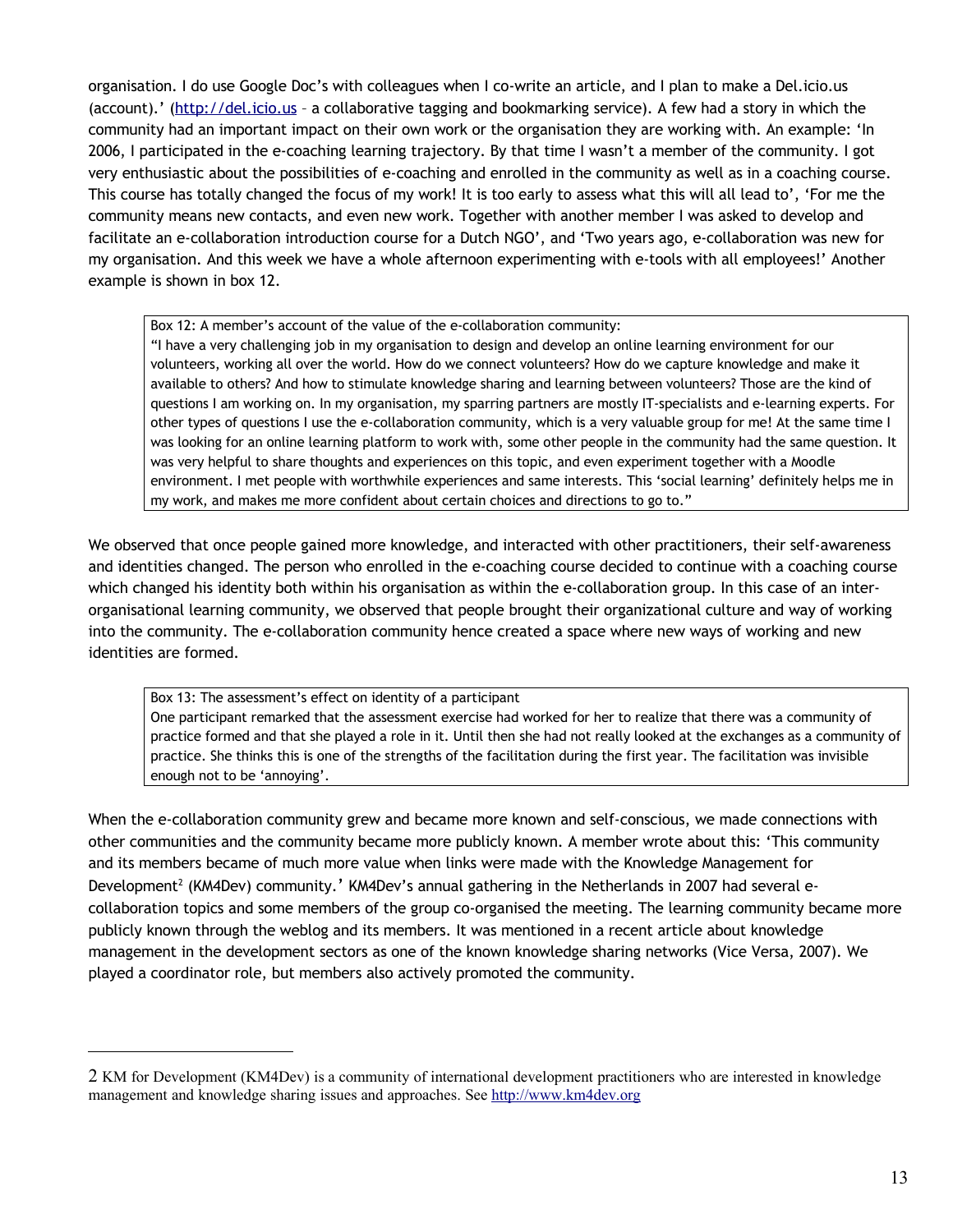organisation. I do use Google Doc's with colleagues when I co-write an article, and I plan to make a Del.icio.us (account).' (http://del.icio.us – a collaborative tagging and bookmarking service). A few had a story in which the community had an important impact on their own work or the organisation they are working with. An example: 'In 2006, I participated in the e-coaching learning trajectory. By that time I wasn't a member of the community. I got very enthusiastic about the possibilities of e-coaching and enrolled in the community as well as in a coaching course. This course has totally changed the focus of my work! It is too early to assess what this will all lead to', 'For me the community means new contacts, and even new work. Together with another member I was asked to develop and facilitate an e-collaboration introduction course for a Dutch NGO', and 'Two years ago, e-collaboration was new for my organisation. And this week we have a whole afternoon experimenting with e-tools with all employees!' Another example is shown in box 12.

> Box 12: A member's account of the value of the e-collaboration community:
> "I have a very challenging job in my organisation to design and develop an online learning environment for our volunteers, working all over the world. How do we connect volunteers? How do we capture knowledge and make it available to others? And how to stimulate knowledge sharing and learning between volunteers? Those are the kind of questions I am working on. In my organisation, my sparring partners are mostly IT-specialists and e-learning experts. For other types of questions I use the e-collaboration community, which is a very valuable group for me! At the same time I was looking for an online learning platform to work with, some other people in the community had the same question. It was very helpful to share thoughts and experiences on this topic, and even experiment together with a Moodle environment. I met people with worthwhile experiences and same interests. This 'social learning' definitely helps me in my work, and makes me more confident about certain choices and directions to go to."

We observed that once people gained more knowledge, and interacted with other practitioners, their self-awareness and identities changed. The person who enrolled in the e-coaching course decided to continue with a coaching course which changed his identity both within his organisation as within the e-collaboration group. In this case of an inter-organisational learning community, we observed that people brought their organizational culture and way of working into the community. The e-collaboration community hence created a space where new ways of working and new identities are formed.

> Box 13: The assessment's effect on identity of a participant
> One participant remarked that the assessment exercise had worked for her to realize that there was a community of practice formed and that she played a role in it. Until then she had not really looked at the exchanges as a community of practice. She thinks this is one of the strengths of the facilitation during the first year. The facilitation was invisible enough not to be 'annoying'.

When the e-collaboration community grew and became more known and self-conscious, we made connections with other communities and the community became more publicly known. A member wrote about this: 'This community and its members became of much more value when links were made with the Knowledge Management for Development[2] (KM4Dev) community.' KM4Dev's annual gathering in the Netherlands in 2007 had several e-collaboration topics and some members of the group co-organised the meeting. The learning community became more publicly known through the weblog and its members. It was mentioned in a recent article about knowledge management in the development sectors as one of the known knowledge sharing networks (Vice Versa, 2007). We played a coordinator role, but members also actively promoted the community.

---

2 KM for Development (KM4Dev) is a community of international development practitioners who are interested in knowledge management and knowledge sharing issues and approaches. See http://www.km4dev.org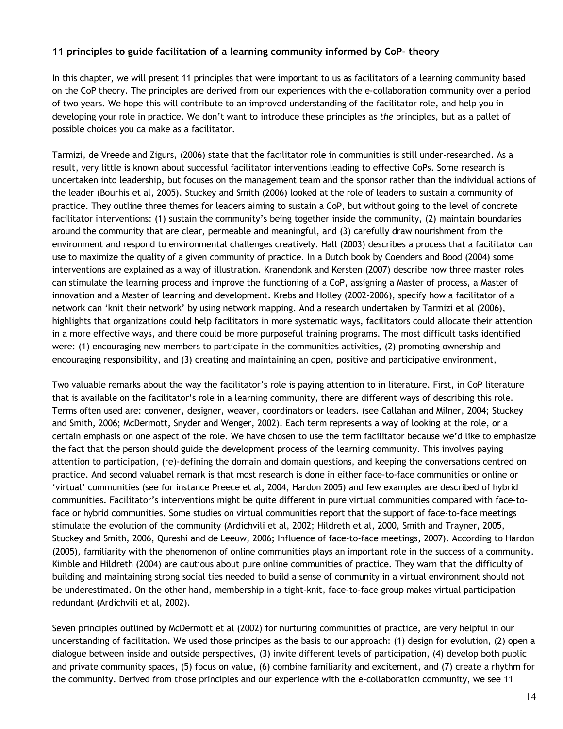### 11 principles to guide facilitation of a learning community informed by CoP- theory

In this chapter, we will present 11 principles that were important to us as facilitators of a learning community based on the CoP theory. The principles are derived from our experiences with the e-collaboration community over a period of two years. We hope this will contribute to an improved understanding of the facilitator role, and help you in developing your role in practice. We don't want to introduce these principles as *the* principles, but as a pallet of possible choices you ca make as a facilitator.

Tarmizi, de Vreede and Zigurs, (2006) state that the facilitator role in communities is still under-researched. As a result, very little is known about successful facilitator interventions leading to effective CoPs. Some research is undertaken into leadership, but focuses on the management team and the sponsor rather than the individual actions of the leader (Bourhis et al, 2005). Stuckey and Smith (2006) looked at the role of leaders to sustain a community of practice. They outline three themes for leaders aiming to sustain a CoP, but without going to the level of concrete facilitator interventions: (1) sustain the community's being together inside the community, (2) maintain boundaries around the community that are clear, permeable and meaningful, and (3) carefully draw nourishment from the environment and respond to environmental challenges creatively. Hall (2003) describes a process that a facilitator can use to maximize the quality of a given community of practice. In a Dutch book by Coenders and Bood (2004) some interventions are explained as a way of illustration. Kranendonk and Kersten (2007) describe how three master roles can stimulate the learning process and improve the functioning of a CoP, assigning a Master of process, a Master of innovation and a Master of learning and development. Krebs and Holley (2002-2006), specify how a facilitator of a network can 'knit their network' by using network mapping. And a research undertaken by Tarmizi et al (2006), highlights that organizations could help facilitators in more systematic ways, facilitators could allocate their attention in a more effective ways, and there could be more purposeful training programs. The most difficult tasks identified were: (1) encouraging new members to participate in the communities activities, (2) promoting ownership and encouraging responsibility, and (3) creating and maintaining an open, positive and participative environment,

Two valuable remarks about the way the facilitator's role is paying attention to in literature. First, in CoP literature that is available on the facilitator's role in a learning community, there are different ways of describing this role. Terms often used are: convener, designer, weaver, coordinators or leaders. (see Callahan and Milner, 2004; Stuckey and Smith, 2006; McDermott, Snyder and Wenger, 2002). Each term represents a way of looking at the role, or a certain emphasis on one aspect of the role. We have chosen to use the term facilitator because we'd like to emphasize the fact that the person should guide the development process of the learning community. This involves paying attention to participation, (re)-defining the domain and domain questions, and keeping the conversations centred on practice. And second valuabel remark is that most research is done in either face-to-face communities or online or 'virtual' communities (see for instance Preece et al, 2004, Hardon 2005) and few examples are described of hybrid communities. Facilitator's interventions might be quite different in pure virtual communities compared with face-to-face or hybrid communities. Some studies on virtual communities report that the support of face-to-face meetings stimulate the evolution of the community (Ardichvili et al, 2002; Hildreth et al, 2000, Smith and Trayner, 2005, Stuckey and Smith, 2006, Qureshi and de Leeuw, 2006; Influence of face-to-face meetings, 2007). According to Hardon (2005), familiarity with the phenomenon of online communities plays an important role in the success of a community. Kimble and Hildreth (2004) are cautious about pure online communities of practice. They warn that the difficulty of building and maintaining strong social ties needed to build a sense of community in a virtual environment should not be underestimated. On the other hand, membership in a tight-knit, face-to-face group makes virtual participation redundant (Ardichvili et al, 2002).

Seven principles outlined by McDermott et al (2002) for nurturing communities of practice, are very helpful in our understanding of facilitation. We used those principes as the basis to our approach: (1) design for evolution, (2) open a dialogue between inside and outside perspectives, (3) invite different levels of participation, (4) develop both public and private community spaces, (5) focus on value, (6) combine familiarity and excitement, and (7) create a rhythm for the community. Derived from those principles and our experience with the e-collaboration community, we see 11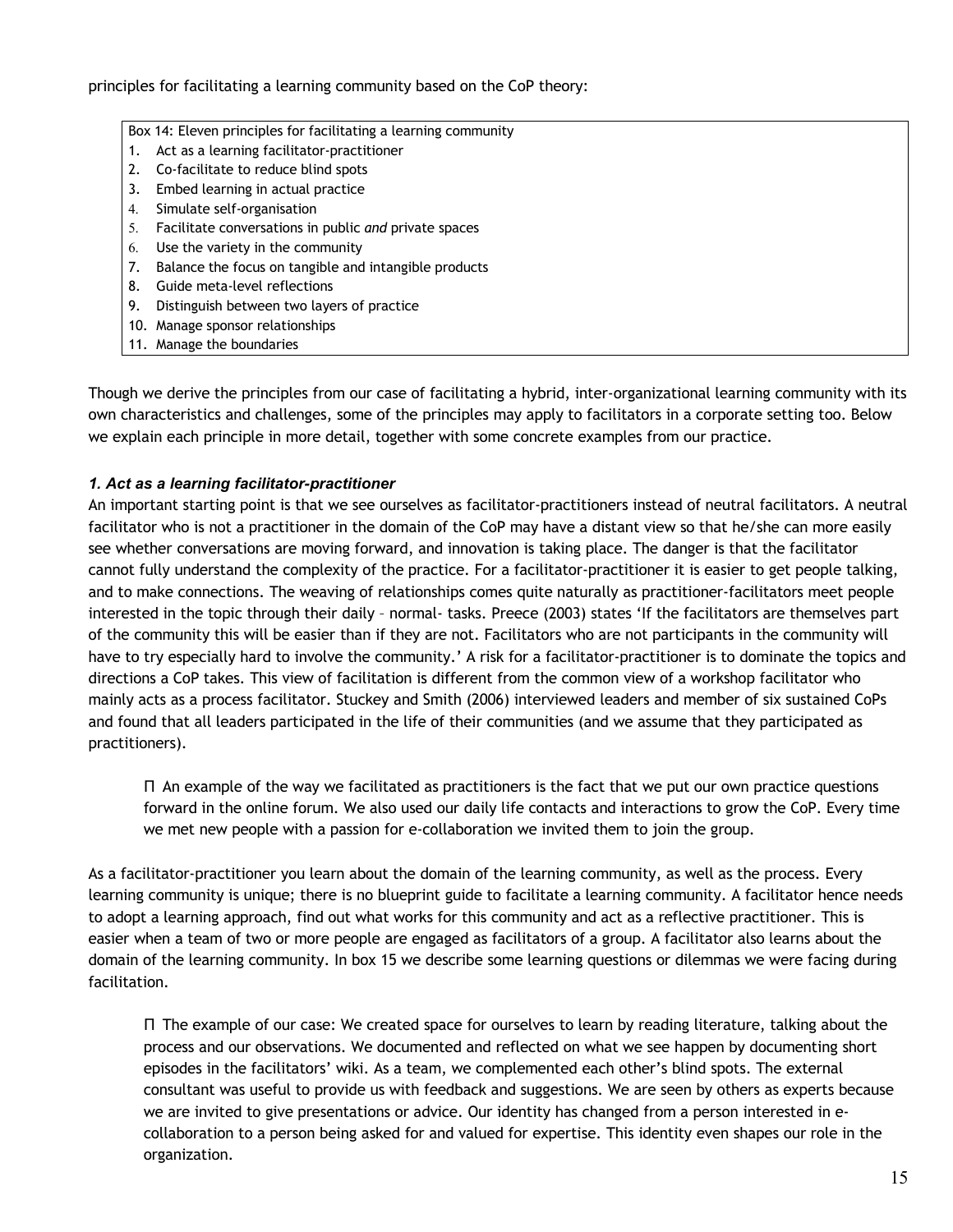principles for facilitating a learning community based on the CoP theory:

Box 14: Eleven principles for facilitating a learning community

1. Act as a learning facilitator-practitioner
2. Co-facilitate to reduce blind spots
3. Embed learning in actual practice
4. Simulate self-organisation
5. Facilitate conversations in public *and* private spaces
6. Use the variety in the community
7. Balance the focus on tangible and intangible products
8. Guide meta-level reflections
9. Distinguish between two layers of practice
10. Manage sponsor relationships
11. Manage the boundaries

Though we derive the principles from our case of facilitating a hybrid, inter-organizational learning community with its own characteristics and challenges, some of the principles may apply to facilitators in a corporate setting too. Below we explain each principle in more detail, together with some concrete examples from our practice.

### *1. Act as a learning facilitator-practitioner*

An important starting point is that we see ourselves as facilitator-practitioners instead of neutral facilitators. A neutral facilitator who is not a practitioner in the domain of the CoP may have a distant view so that he/she can more easily see whether conversations are moving forward, and innovation is taking place. The danger is that the facilitator cannot fully understand the complexity of the practice. For a facilitator-practitioner it is easier to get people talking, and to make connections. The weaving of relationships comes quite naturally as practitioner-facilitators meet people interested in the topic through their daily – normal- tasks. Preece (2003) states 'If the facilitators are themselves part of the community this will be easier than if they are not. Facilitators who are not participants in the community will have to try especially hard to involve the community.' A risk for a facilitator-practitioner is to dominate the topics and directions a CoP takes. This view of facilitation is different from the common view of a workshop facilitator who mainly acts as a process facilitator. Stuckey and Smith (2006) interviewed leaders and member of six sustained CoPs and found that all leaders participated in the life of their communities (and we assume that they participated as practitioners).

> Π An example of the way we facilitated as practitioners is the fact that we put our own practice questions forward in the online forum. We also used our daily life contacts and interactions to grow the CoP. Every time we met new people with a passion for e-collaboration we invited them to join the group.

As a facilitator-practitioner you learn about the domain of the learning community, as well as the process. Every learning community is unique; there is no blueprint guide to facilitate a learning community. A facilitator hence needs to adopt a learning approach, find out what works for this community and act as a reflective practitioner. This is easier when a team of two or more people are engaged as facilitators of a group. A facilitator also learns about the domain of the learning community. In box 15 we describe some learning questions or dilemmas we were facing during facilitation.

> Π The example of our case: We created space for ourselves to learn by reading literature, talking about the process and our observations. We documented and reflected on what we see happen by documenting short episodes in the facilitators' wiki. As a team, we complemented each other's blind spots. The external consultant was useful to provide us with feedback and suggestions. We are seen by others as experts because we are invited to give presentations or advice. Our identity has changed from a person interested in e-collaboration to a person being asked for and valued for expertise. This identity even shapes our role in the organization.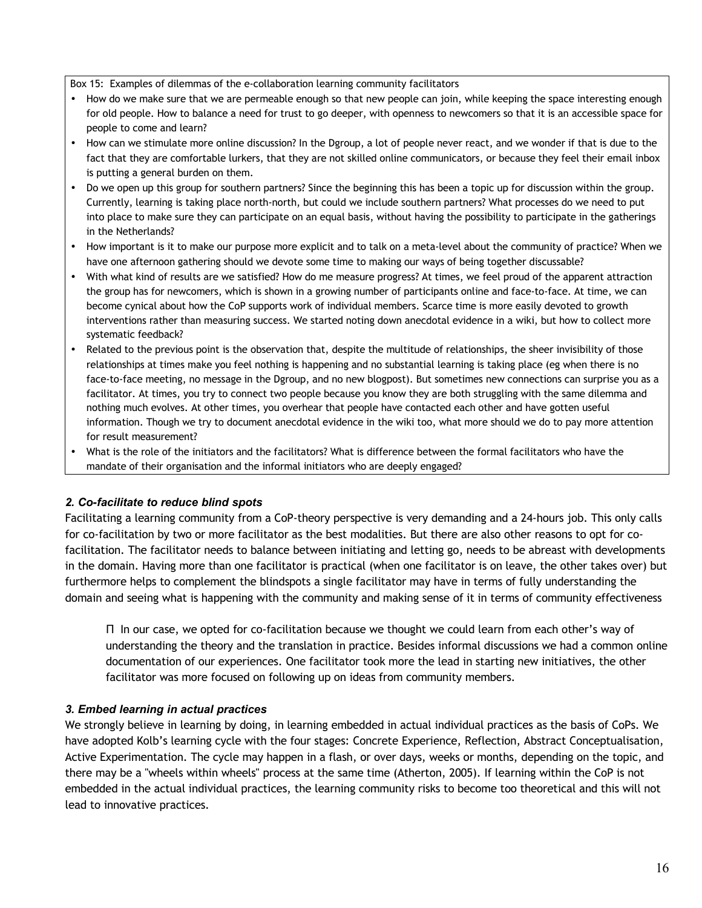Box 15: Examples of dilemmas of the e-collaboration learning community facilitators

- How do we make sure that we are permeable enough so that new people can join, while keeping the space interesting enough for old people. How to balance a need for trust to go deeper, with openness to newcomers so that it is an accessible space for people to come and learn?
- How can we stimulate more online discussion? In the Dgroup, a lot of people never react, and we wonder if that is due to the fact that they are comfortable lurkers, that they are not skilled online communicators, or because they feel their email inbox is putting a general burden on them.
- Do we open up this group for southern partners? Since the beginning this has been a topic up for discussion within the group. Currently, learning is taking place north-north, but could we include southern partners? What processes do we need to put into place to make sure they can participate on an equal basis, without having the possibility to participate in the gatherings in the Netherlands?
- How important is it to make our purpose more explicit and to talk on a meta-level about the community of practice? When we have one afternoon gathering should we devote some time to making our ways of being together discussable?
- With what kind of results are we satisfied? How do me measure progress? At times, we feel proud of the apparent attraction the group has for newcomers, which is shown in a growing number of participants online and face-to-face. At time, we can become cynical about how the CoP supports work of individual members. Scarce time is more easily devoted to growth interventions rather than measuring success. We started noting down anecdotal evidence in a wiki, but how to collect more systematic feedback?
- Related to the previous point is the observation that, despite the multitude of relationships, the sheer invisibility of those relationships at times make you feel nothing is happening and no substantial learning is taking place (eg when there is no face-to-face meeting, no message in the Dgroup, and no new blogpost). But sometimes new connections can surprise you as a facilitator. At times, you try to connect two people because you know they are both struggling with the same dilemma and nothing much evolves. At other times, you overhear that people have contacted each other and have gotten useful information. Though we try to document anecdotal evidence in the wiki too, what more should we do to pay more attention for result measurement?
- What is the role of the initiators and the facilitators? What is difference between the formal facilitators who have the mandate of their organisation and the informal initiators who are deeply engaged?

### *2. Co-facilitate to reduce blind spots*

Facilitating a learning community from a CoP-theory perspective is very demanding and a 24-hours job. This only calls for co-facilitation by two or more facilitator as the best modalities. But there are also other reasons to opt for co-facilitation. The facilitator needs to balance between initiating and letting go, needs to be abreast with developments in the domain. Having more than one facilitator is practical (when one facilitator is on leave, the other takes over) but furthermore helps to complement the blindspots a single facilitator may have in terms of fully understanding the domain and seeing what is happening with the community and making sense of it in terms of community effectiveness

- In our case, we opted for co-facilitation because we thought we could learn from each other's way of understanding the theory and the translation in practice. Besides informal discussions we had a common online documentation of our experiences. One facilitator took more the lead in starting new initiatives, the other facilitator was more focused on following up on ideas from community members.

### *3. Embed learning in actual practices*

We strongly believe in learning by doing, in learning embedded in actual individual practices as the basis of CoPs. We have adopted Kolb's learning cycle with the four stages: Concrete Experience, Reflection, Abstract Conceptualisation, Active Experimentation. The cycle may happen in a flash, or over days, weeks or months, depending on the topic, and there may be a "wheels within wheels" process at the same time (Atherton, 2005). If learning within the CoP is not embedded in the actual individual practices, the learning community risks to become too theoretical and this will not lead to innovative practices.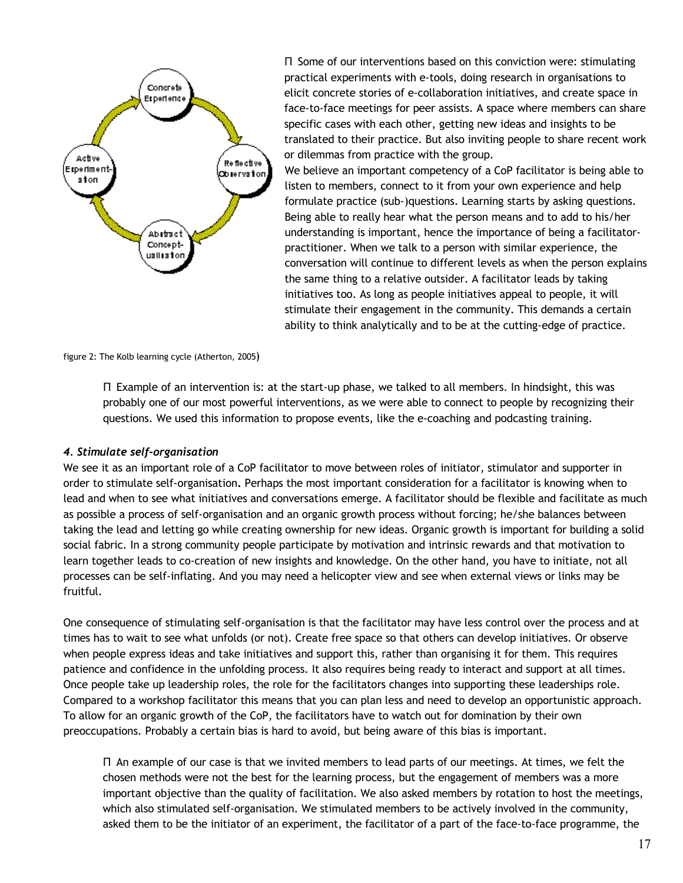Some of our interventions based on this conviction were: stimulating practical experiments with e-tools, doing research in organisations to elicit concrete stories of e-collaboration initiatives, and create space in face-to-face meetings for peer assists. A space where members can share specific cases with each other, getting new ideas and insights to be translated to their practice. But also inviting people to share recent work or dilemmas from practice with the group.

We believe an important competency of a CoP facilitator is being able to listen to members, connect to it from your own experience and help formulate practice (sub-)questions. Learning starts by asking questions. Being able to really hear what the person means and to add to his/her understanding is important, hence the importance of being a facilitator-practitioner. When we talk to a person with similar experience, the conversation will continue to different levels as when the person explains the same thing to a relative outsider. A facilitator leads by taking initiatives too. As long as people initiatives appeal to people, it will stimulate their engagement in the community. This demands a certain ability to think analytically and to be at the cutting-edge of practice.

figure 2: The Kolb learning cycle (Atherton, 2005)

 Example of an intervention is: at the start-up phase, we talked to all members. In hindsight, this was probably one of our most powerful interventions, as we were able to connect to people by recognizing their questions. We used this information to propose events, like the e-coaching and podcasting training.

***4. Stimulate self-organisation***

We see it as an important role of a CoP facilitator to move between roles of initiator, stimulator and supporter in order to stimulate self-organisation. Perhaps the most important consideration for a facilitator is knowing when to lead and when to see what initiatives and conversations emerge. A facilitator should be flexible and facilitate as much as possible a process of self-organisation and an organic growth process without forcing; he/she balances between taking the lead and letting go while creating ownership for new ideas. Organic growth is important for building a solid social fabric. In a strong community people participate by motivation and intrinsic rewards and that motivation to learn together leads to co-creation of new insights and knowledge. On the other hand, you have to initiate, not all processes can be self-inflating. And you may need a helicopter view and see when external views or links may be fruitful.

One consequence of stimulating self-organisation is that the facilitator may have less control over the process and at times has to wait to see what unfolds (or not). Create free space so that others can develop initiatives. Or observe when people express ideas and take initiatives and support this, rather than organising it for them. This requires patience and confidence in the unfolding process. It also requires being ready to interact and support at all times. Once people take up leadership roles, the role for the facilitators changes into supporting these leaderships role. Compared to a workshop facilitator this means that you can plan less and need to develop an opportunistic approach. To allow for an organic growth of the CoP, the facilitators have to watch out for domination by their own preoccupations. Probably a certain bias is hard to avoid, but being aware of this bias is important.

 An example of our case is that we invited members to lead parts of our meetings. At times, we felt the chosen methods were not the best for the learning process, but the engagement of members was a more important objective than the quality of facilitation. We also asked members by rotation to host the meetings, which also stimulated self-organisation. We stimulated members to be actively involved in the community, asked them to be the initiator of an experiment, the facilitator of a part of the face-to-face programme, the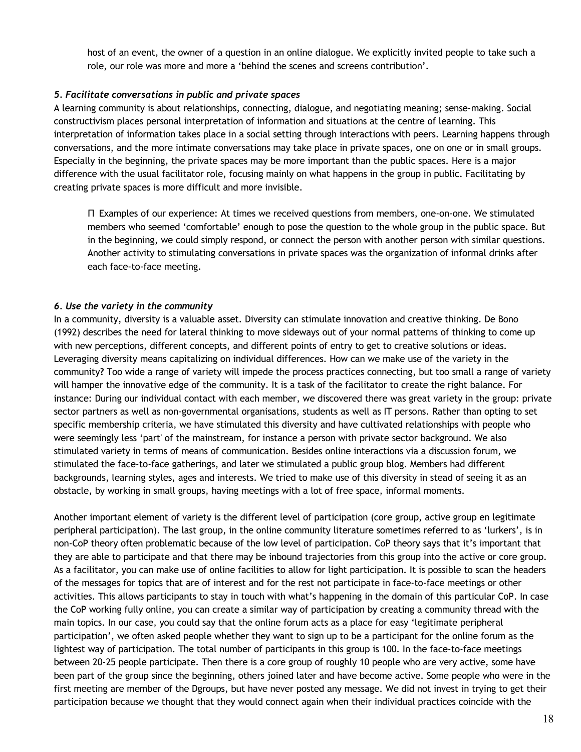host of an event, the owner of a question in an online dialogue. We explicitly invited people to take such a role, our role was more and more a 'behind the scenes and screens contribution'.

***5. Facilitate conversations in public and private spaces***

A learning community is about relationships, connecting, dialogue, and negotiating meaning; sense-making. Social constructivism places personal interpretation of information and situations at the centre of learning. This interpretation of information takes place in a social setting through interactions with peers. Learning happens through conversations, and the more intimate conversations may take place in private spaces, one on one or in small groups. Especially in the beginning, the private spaces may be more important than the public spaces. Here is a major difference with the usual facilitator role, focusing mainly on what happens in the group in public. Facilitating by creating private spaces is more difficult and more invisible.

> Π Examples of our experience: At times we received questions from members, one-on-one. We stimulated members who seemed 'comfortable' enough to pose the question to the whole group in the public space. But in the beginning, we could simply respond, or connect the person with another person with similar questions. Another activity to stimulating conversations in private spaces was the organization of informal drinks after each face-to-face meeting.

***6. Use the variety in the community***

In a community, diversity is a valuable asset. Diversity can stimulate innovation and creative thinking. De Bono (1992) describes the need for lateral thinking to move sideways out of your normal patterns of thinking to come up with new perceptions, different concepts, and different points of entry to get to creative solutions or ideas. Leveraging diversity means capitalizing on individual differences. How can we make use of the variety in the community? Too wide a range of variety will impede the process practices connecting, but too small a range of variety will hamper the innovative edge of the community. It is a task of the facilitator to create the right balance. For instance: During our individual contact with each member, we discovered there was great variety in the group: private sector partners as well as non-governmental organisations, students as well as IT persons. Rather than opting to set specific membership criteria, we have stimulated this diversity and have cultivated relationships with people who were seemingly less 'part' of the mainstream, for instance a person with private sector background. We also stimulated variety in terms of means of communication. Besides online interactions via a discussion forum, we stimulated the face-to-face gatherings, and later we stimulated a public group blog. Members had different backgrounds, learning styles, ages and interests. We tried to make use of this diversity in stead of seeing it as an obstacle, by working in small groups, having meetings with a lot of free space, informal moments.

Another important element of variety is the different level of participation (core group, active group en legitimate peripheral participation). The last group, in the online community literature sometimes referred to as 'lurkers', is in non-CoP theory often problematic because of the low level of participation. CoP theory says that it's important that they are able to participate and that there may be inbound trajectories from this group into the active or core group. As a facilitator, you can make use of online facilities to allow for light participation. It is possible to scan the headers of the messages for topics that are of interest and for the rest not participate in face-to-face meetings or other activities. This allows participants to stay in touch with what's happening in the domain of this particular CoP. In case the CoP working fully online, you can create a similar way of participation by creating a community thread with the main topics. In our case, you could say that the online forum acts as a place for easy 'legitimate peripheral participation', we often asked people whether they want to sign up to be a participant for the online forum as the lightest way of participation. The total number of participants in this group is 100. In the face-to-face meetings between 20-25 people participate. Then there is a core group of roughly 10 people who are very active, some have been part of the group since the beginning, others joined later and have become active. Some people who were in the first meeting are member of the Dgroups, but have never posted any message. We did not invest in trying to get their participation because we thought that they would connect again when their individual practices coincide with the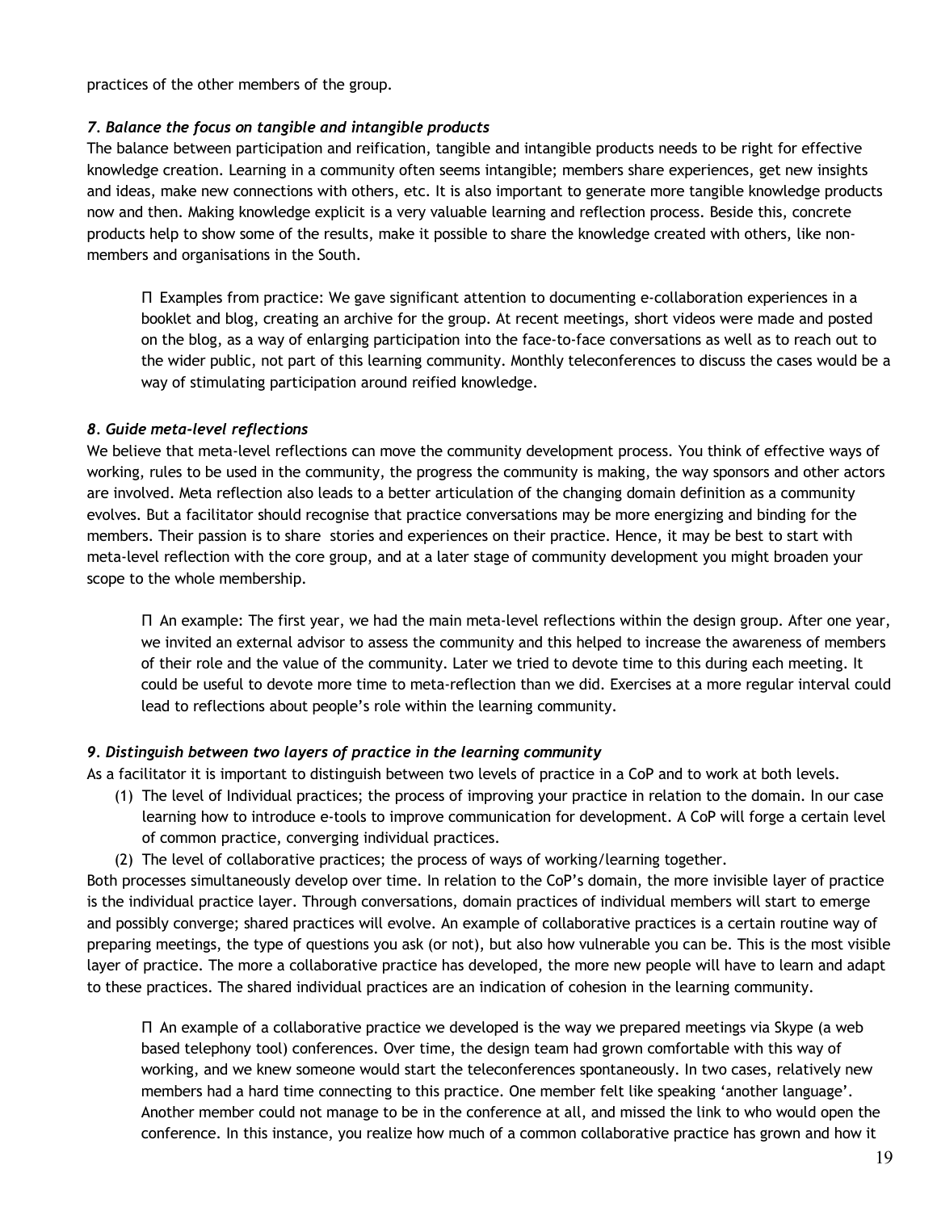practices of the other members of the group.

### *7. Balance the focus on tangible and intangible products*

The balance between participation and reification, tangible and intangible products needs to be right for effective knowledge creation. Learning in a community often seems intangible; members share experiences, get new insights and ideas, make new connections with others, etc. It is also important to generate more tangible knowledge products now and then. Making knowledge explicit is a very valuable learning and reflection process. Beside this, concrete products help to show some of the results, make it possible to share the knowledge created with others, like non-members and organisations in the South.

> Π Examples from practice: We gave significant attention to documenting e-collaboration experiences in a booklet and blog, creating an archive for the group. At recent meetings, short videos were made and posted on the blog, as a way of enlarging participation into the face-to-face conversations as well as to reach out to the wider public, not part of this learning community. Monthly teleconferences to discuss the cases would be a way of stimulating participation around reified knowledge.

### *8. Guide meta-level reflections*

We believe that meta-level reflections can move the community development process. You think of effective ways of working, rules to be used in the community, the progress the community is making, the way sponsors and other actors are involved. Meta reflection also leads to a better articulation of the changing domain definition as a community evolves. But a facilitator should recognise that practice conversations may be more energizing and binding for the members. Their passion is to share stories and experiences on their practice. Hence, it may be best to start with meta-level reflection with the core group, and at a later stage of community development you might broaden your scope to the whole membership.

> Π An example: The first year, we had the main meta-level reflections within the design group. After one year, we invited an external advisor to assess the community and this helped to increase the awareness of members of their role and the value of the community. Later we tried to devote time to this during each meeting. It could be useful to devote more time to meta-reflection than we did. Exercises at a more regular interval could lead to reflections about people's role within the learning community.

### *9. Distinguish between two layers of practice in the learning community*

As a facilitator it is important to distinguish between two levels of practice in a CoP and to work at both levels.

1. The level of Individual practices; the process of improving your practice in relation to the domain. In our case learning how to introduce e-tools to improve communication for development. A CoP will forge a certain level of common practice, converging individual practices.
2. The level of collaborative practices; the process of ways of working/learning together.

Both processes simultaneously develop over time. In relation to the CoP's domain, the more invisible layer of practice is the individual practice layer. Through conversations, domain practices of individual members will start to emerge and possibly converge; shared practices will evolve. An example of collaborative practices is a certain routine way of preparing meetings, the type of questions you ask (or not), but also how vulnerable you can be. This is the most visible layer of practice. The more a collaborative practice has developed, the more new people will have to learn and adapt to these practices. The shared individual practices are an indication of cohesion in the learning community.

> Π An example of a collaborative practice we developed is the way we prepared meetings via Skype (a web based telephony tool) conferences. Over time, the design team had grown comfortable with this way of working, and we knew someone would start the teleconferences spontaneously. In two cases, relatively new members had a hard time connecting to this practice. One member felt like speaking 'another language'. Another member could not manage to be in the conference at all, and missed the link to who would open the conference. In this instance, you realize how much of a common collaborative practice has grown and how it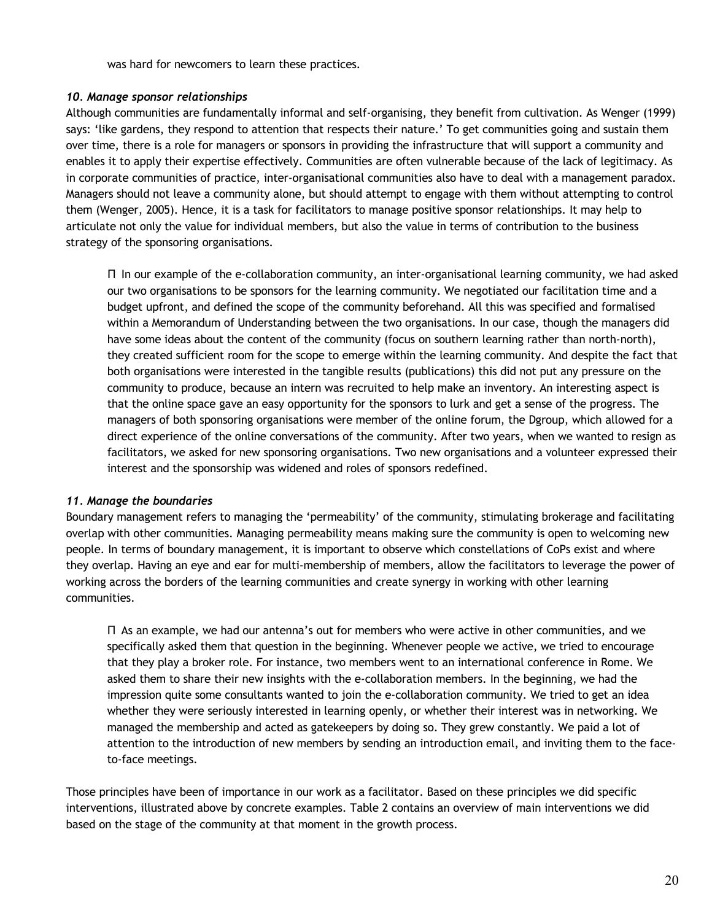was hard for newcomers to learn these practices.

### *10. Manage sponsor relationships*

Although communities are fundamentally informal and self-organising, they benefit from cultivation. As Wenger (1999) says: 'like gardens, they respond to attention that respects their nature.' To get communities going and sustain them over time, there is a role for managers or sponsors in providing the infrastructure that will support a community and enables it to apply their expertise effectively. Communities are often vulnerable because of the lack of legitimacy. As in corporate communities of practice, inter-organisational communities also have to deal with a management paradox. Managers should not leave a community alone, but should attempt to engage with them without attempting to control them (Wenger, 2005). Hence, it is a task for facilitators to manage positive sponsor relationships. It may help to articulate not only the value for individual members, but also the value in terms of contribution to the business strategy of the sponsoring organisations.

> Π In our example of the e-collaboration community, an inter-organisational learning community, we had asked our two organisations to be sponsors for the learning community. We negotiated our facilitation time and a budget upfront, and defined the scope of the community beforehand. All this was specified and formalised within a Memorandum of Understanding between the two organisations. In our case, though the managers did have some ideas about the content of the community (focus on southern learning rather than north-north), they created sufficient room for the scope to emerge within the learning community. And despite the fact that both organisations were interested in the tangible results (publications) this did not put any pressure on the community to produce, because an intern was recruited to help make an inventory. An interesting aspect is that the online space gave an easy opportunity for the sponsors to lurk and get a sense of the progress. The managers of both sponsoring organisations were member of the online forum, the Dgroup, which allowed for a direct experience of the online conversations of the community. After two years, when we wanted to resign as facilitators, we asked for new sponsoring organisations. Two new organisations and a volunteer expressed their interest and the sponsorship was widened and roles of sponsors redefined.

### *11. Manage the boundaries*

Boundary management refers to managing the 'permeability' of the community, stimulating brokerage and facilitating overlap with other communities. Managing permeability means making sure the community is open to welcoming new people. In terms of boundary management, it is important to observe which constellations of CoPs exist and where they overlap. Having an eye and ear for multi-membership of members, allow the facilitators to leverage the power of working across the borders of the learning communities and create synergy in working with other learning communities.

> Π As an example, we had our antenna's out for members who were active in other communities, and we specifically asked them that question in the beginning. Whenever people we active, we tried to encourage that they play a broker role. For instance, two members went to an international conference in Rome. We asked them to share their new insights with the e-collaboration members. In the beginning, we had the impression quite some consultants wanted to join the e-collaboration community. We tried to get an idea whether they were seriously interested in learning openly, or whether their interest was in networking. We managed the membership and acted as gatekeepers by doing so. They grew constantly. We paid a lot of attention to the introduction of new members by sending an introduction email, and inviting them to the face-to-face meetings.

Those principles have been of importance in our work as a facilitator. Based on these principles we did specific interventions, illustrated above by concrete examples. Table 2 contains an overview of main interventions we did based on the stage of the community at that moment in the growth process.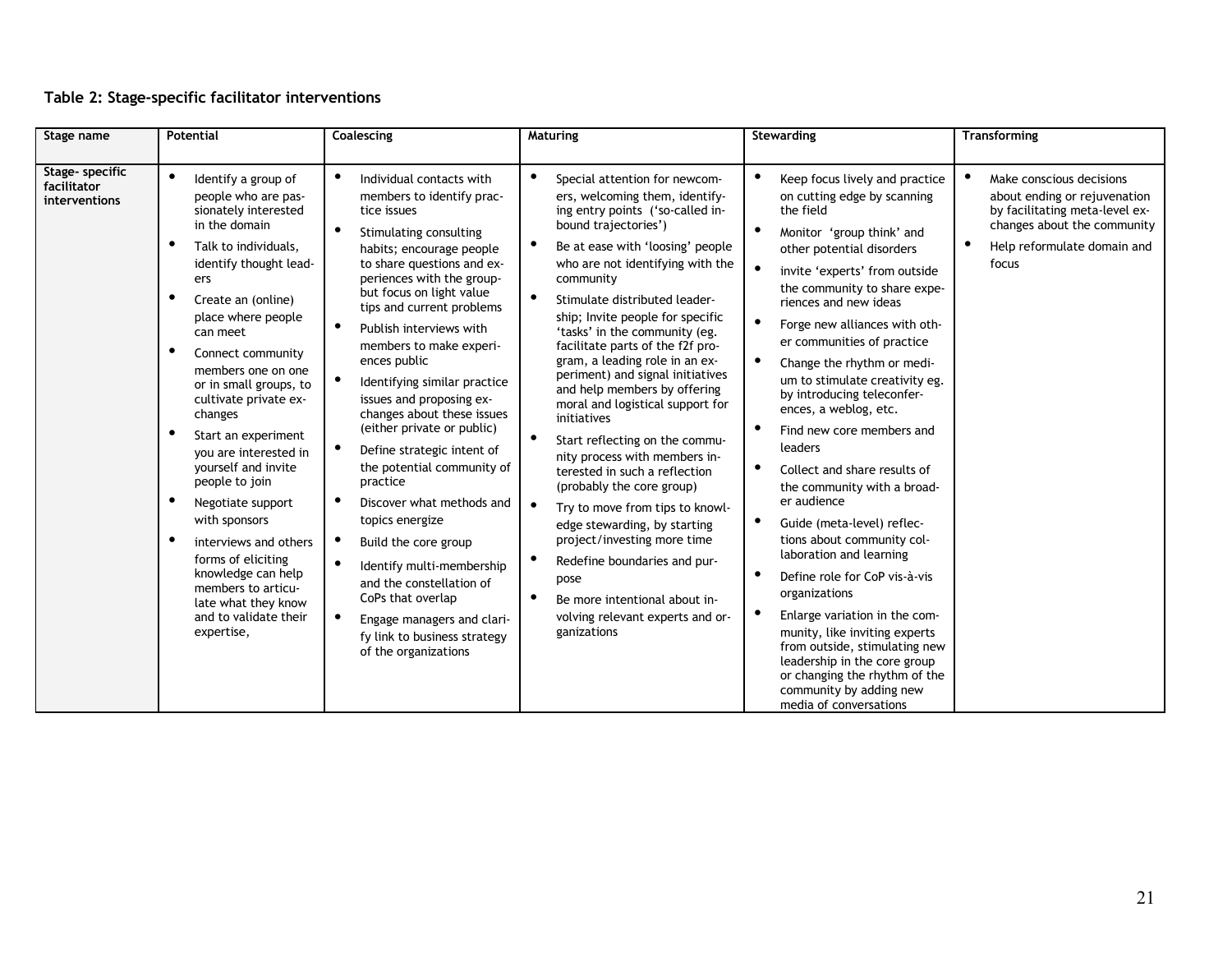**Table 2: Stage-specific facilitator interventions**

| Stage name | Potential | Coalescing | Maturing | Stewarding | Transforming |
|---|---|---|---|---|---|
| **Stage- specific facilitator interventions** | • Identify a group of people who are passionately interested in the domain<br>• Talk to individuals, identify thought leaders<br>• Create an (online) place where people can meet<br>• Connect community members one on one or in small groups, to cultivate private exchanges<br>• Start an experiment you are interested in yourself and invite people to join<br>• Negotiate support with sponsors<br>• interviews and others forms of eliciting knowledge can help members to articulate what they know and to validate their expertise, | • Individual contacts with members to identify practice issues<br>• Stimulating consulting habits; encourage people to share questions and experiences with the group- but focus on light value tips and current problems<br>• Publish interviews with members to make experiences public<br>• Identifying similar practice issues and proposing exchanges about these issues (either private or public)<br>• Define strategic intent of the potential community of practice<br>• Discover what methods and topics energize<br>• Build the core group<br>• Identify multi-membership and the constellation of CoPs that overlap<br>• Engage managers and clarify link to business strategy of the organizations | • Special attention for newcomers, welcoming them, identifying entry points ('so-called inbound trajectories')<br>• Be at ease with 'loosing' people who are not identifying with the community<br>• Stimulate distributed leadership; Invite people for specific 'tasks' in the community (eg. facilitate parts of the f2f program, a leading role in an experiment) and signal initiatives and help members by offering moral and logistical support for initiatives<br>• Start reflecting on the community process with members interested in such a reflection (probably the core group)<br>• Try to move from tips to knowledge stewarding, by starting project/investing more time<br>• Redefine boundaries and purpose<br>• Be more intentional about involving relevant experts and organizations | • Keep focus lively and practice on cutting edge by scanning the field<br>• Monitor 'group think' and other potential disorders<br>• invite 'experts' from outside the community to share experiences and new ideas<br>• Forge new alliances with other communities of practice<br>• Change the rhythm or medium to stimulate creativity eg. by introducing teleconferences, a weblog, etc.<br>• Find new core members and leaders<br>• Collect and share results of the community with a broader audience<br>• Guide (meta-level) reflections about community collaboration and learning<br>• Define role for CoP vis-à-vis organizations<br>• Enlarge variation in the community, like inviting experts from outside, stimulating new leadership in the core group or changing the rhythm of the community by adding new media of conversations | • Make conscious decisions about ending or rejuvenation by facilitating meta-level exchanges about the community<br>• Help reformulate domain and focus |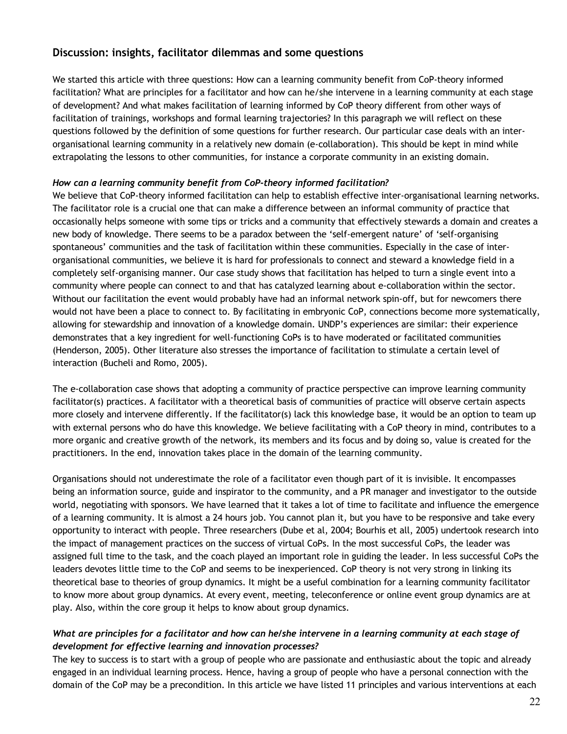## Discussion: insights, facilitator dilemmas and some questions

We started this article with three questions: How can a learning community benefit from CoP-theory informed facilitation? What are principles for a facilitator and how can he/she intervene in a learning community at each stage of development? And what makes facilitation of learning informed by CoP theory different from other ways of facilitation of trainings, workshops and formal learning trajectories? In this paragraph we will reflect on these questions followed by the definition of some questions for further research. Our particular case deals with an inter-organisational learning community in a relatively new domain (e-collaboration). This should be kept in mind while extrapolating the lessons to other communities, for instance a corporate community in an existing domain.

### *How can a learning community benefit from CoP-theory informed facilitation?*

We believe that CoP-theory informed facilitation can help to establish effective inter-organisational learning networks. The facilitator role is a crucial one that can make a difference between an informal community of practice that occasionally helps someone with some tips or tricks and a community that effectively stewards a domain and creates a new body of knowledge. There seems to be a paradox between the 'self-emergent nature' of 'self-organising spontaneous' communities and the task of facilitation within these communities. Especially in the case of inter-organisational communities, we believe it is hard for professionals to connect and steward a knowledge field in a completely self-organising manner. Our case study shows that facilitation has helped to turn a single event into a community where people can connect to and that has catalyzed learning about e-collaboration within the sector. Without our facilitation the event would probably have had an informal network spin-off, but for newcomers there would not have been a place to connect to. By facilitating in embryonic CoP, connections become more systematically, allowing for stewardship and innovation of a knowledge domain. UNDP's experiences are similar: their experience demonstrates that a key ingredient for well-functioning CoPs is to have moderated or facilitated communities (Henderson, 2005). Other literature also stresses the importance of facilitation to stimulate a certain level of interaction (Bucheli and Romo, 2005).

The e-collaboration case shows that adopting a community of practice perspective can improve learning community facilitator(s) practices. A facilitator with a theoretical basis of communities of practice will observe certain aspects more closely and intervene differently. If the facilitator(s) lack this knowledge base, it would be an option to team up with external persons who do have this knowledge. We believe facilitating with a CoP theory in mind, contributes to a more organic and creative growth of the network, its members and its focus and by doing so, value is created for the practitioners. In the end, innovation takes place in the domain of the learning community.

Organisations should not underestimate the role of a facilitator even though part of it is invisible. It encompasses being an information source, guide and inspirator to the community, and a PR manager and investigator to the outside world, negotiating with sponsors. We have learned that it takes a lot of time to facilitate and influence the emergence of a learning community. It is almost a 24 hours job. You cannot plan it, but you have to be responsive and take every opportunity to interact with people. Three researchers (Dube et al, 2004; Bourhis et all, 2005) undertook research into the impact of management practices on the success of virtual CoPs. In the most successful CoPs, the leader was assigned full time to the task, and the coach played an important role in guiding the leader. In less successful CoPs the leaders devotes little time to the CoP and seems to be inexperienced. CoP theory is not very strong in linking its theoretical base to theories of group dynamics. It might be a useful combination for a learning community facilitator to know more about group dynamics. At every event, meeting, teleconference or online event group dynamics are at play. Also, within the core group it helps to know about group dynamics.

### *What are principles for a facilitator and how can he/she intervene in a learning community at each stage of development for effective learning and innovation processes?*

The key to success is to start with a group of people who are passionate and enthusiastic about the topic and already engaged in an individual learning process. Hence, having a group of people who have a personal connection with the domain of the CoP may be a precondition. In this article we have listed 11 principles and various interventions at each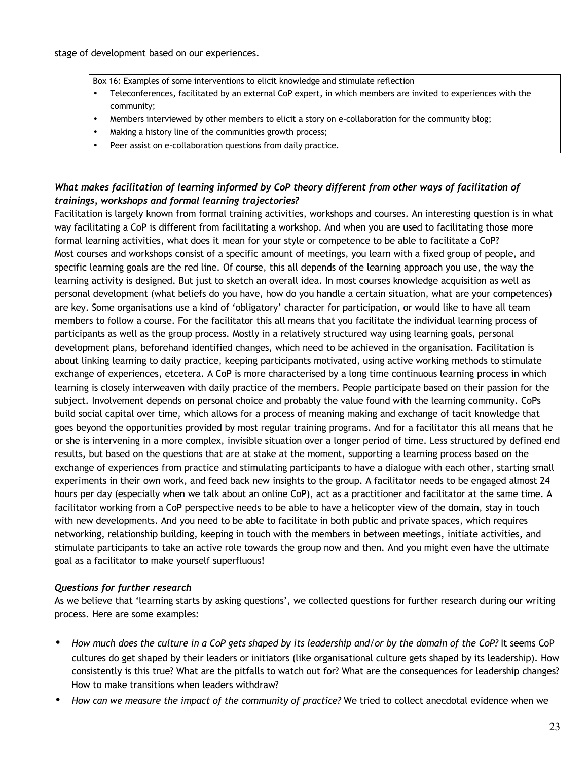stage of development based on our experiences.

Box 16: Examples of some interventions to elicit knowledge and stimulate reflection

- Teleconferences, facilitated by an external CoP expert, in which members are invited to experiences with the community;
- Members interviewed by other members to elicit a story on e-collaboration for the community blog;
- Making a history line of the communities growth process;
- Peer assist on e-collaboration questions from daily practice.

***What makes facilitation of learning informed by CoP theory different from other ways of facilitation of trainings, workshops and formal learning trajectories?***

Facilitation is largely known from formal training activities, workshops and courses. An interesting question is in what way facilitating a CoP is different from facilitating a workshop. And when you are used to facilitating those more formal learning activities, what does it mean for your style or competence to be able to facilitate a CoP?
Most courses and workshops consist of a specific amount of meetings, you learn with a fixed group of people, and specific learning goals are the red line. Of course, this all depends of the learning approach you use, the way the learning activity is designed. But just to sketch an overall idea. In most courses knowledge acquisition as well as personal development (what beliefs do you have, how do you handle a certain situation, what are your competences) are key. Some organisations use a kind of 'obligatory' character for participation, or would like to have all team members to follow a course. For the facilitator this all means that you facilitate the individual learning process of participants as well as the group process. Mostly in a relatively structured way using learning goals, personal development plans, beforehand identified changes, which need to be achieved in the organisation. Facilitation is about linking learning to daily practice, keeping participants motivated, using active working methods to stimulate exchange of experiences, etcetera. A CoP is more characterised by a long time continuous learning process in which learning is closely interweaven with daily practice of the members. People participate based on their passion for the subject. Involvement depends on personal choice and probably the value found with the learning community. CoPs build social capital over time, which allows for a process of meaning making and exchange of tacit knowledge that goes beyond the opportunities provided by most regular training programs. And for a facilitator this all means that he or she is intervening in a more complex, invisible situation over a longer period of time. Less structured by defined end results, but based on the questions that are at stake at the moment, supporting a learning process based on the exchange of experiences from practice and stimulating participants to have a dialogue with each other, starting small experiments in their own work, and feed back new insights to the group. A facilitator needs to be engaged almost 24 hours per day (especially when we talk about an online CoP), act as a practitioner and facilitator at the same time. A facilitator working from a CoP perspective needs to be able to have a helicopter view of the domain, stay in touch with new developments. And you need to be able to facilitate in both public and private spaces, which requires networking, relationship building, keeping in touch with the members in between meetings, initiate activities, and stimulate participants to take an active role towards the group now and then. And you might even have the ultimate goal as a facilitator to make yourself superfluous!

***Questions for further research***

As we believe that 'learning starts by asking questions', we collected questions for further research during our writing process. Here are some examples:

- *How much does the culture in a CoP gets shaped by its leadership and/or by the domain of the CoP?* It seems CoP cultures do get shaped by their leaders or initiators (like organisational culture gets shaped by its leadership). How consistently is this true? What are the pitfalls to watch out for? What are the consequences for leadership changes? How to make transitions when leaders withdraw?
- *How can we measure the impact of the community of practice?* We tried to collect anecdotal evidence when we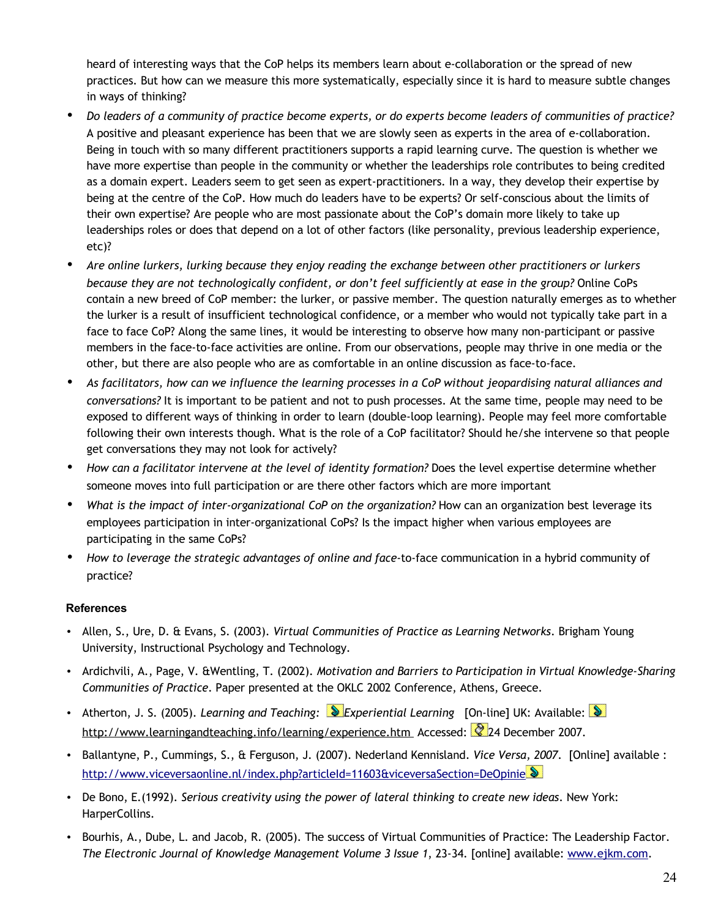heard of interesting ways that the CoP helps its members learn about e-collaboration or the spread of new practices. But how can we measure this more systematically, especially since it is hard to measure subtle changes in ways of thinking?

- *Do leaders of a community of practice become experts, or do experts become leaders of communities of practice?* A positive and pleasant experience has been that we are slowly seen as experts in the area of e-collaboration. Being in touch with so many different practitioners supports a rapid learning curve. The question is whether we have more expertise than people in the community or whether the leaderships role contributes to being credited as a domain expert. Leaders seem to get seen as expert-practitioners. In a way, they develop their expertise by being at the centre of the CoP. How much do leaders have to be experts? Or self-conscious about the limits of their own expertise? Are people who are most passionate about the CoP's domain more likely to take up leaderships roles or does that depend on a lot of other factors (like personality, previous leadership experience, etc)?
- *Are online lurkers, lurking because they enjoy reading the exchange between other practitioners or lurkers because they are not technologically confident, or don't feel sufficiently at ease in the group?* Online CoPs contain a new breed of CoP member: the lurker, or passive member. The question naturally emerges as to whether the lurker is a result of insufficient technological confidence, or a member who would not typically take part in a face to face CoP? Along the same lines, it would be interesting to observe how many non-participant or passive members in the face-to-face activities are online. From our observations, people may thrive in one media or the other, but there are also people who are as comfortable in an online discussion as face-to-face.
- *As facilitators, how can we influence the learning processes in a CoP without jeopardising natural alliances and conversations?* It is important to be patient and not to push processes. At the same time, people may need to be exposed to different ways of thinking in order to learn (double-loop learning). People may feel more comfortable following their own interests though. What is the role of a CoP facilitator? Should he/she intervene so that people get conversations they may not look for actively?
- *How can a facilitator intervene at the level of identity formation?* Does the level expertise determine whether someone moves into full participation or are there other factors which are more important
- *What is the impact of inter-organizational CoP on the organization?* How can an organization best leverage its employees participation in inter-organizational CoPs? Is the impact higher when various employees are participating in the same CoPs?
- *How to leverage the strategic advantages of online and face*-to-face communication in a hybrid community of practice?

**References**

- Allen, S., Ure, D. & Evans, S. (2003). *Virtual Communities of Practice as Learning Networks*. Brigham Young University, Instructional Psychology and Technology.
- Ardichvili, A., Page, V. &Wentling, T. (2002). *Motivation and Barriers to Participation in Virtual Knowledge-Sharing Communities of Practice*. Paper presented at the OKLC 2002 Conference, Athens, Greece.
- Atherton, J. S. (2005). *Learning and Teaching: Experiential Learning* [On-line] UK: Available: http://www.learningandteaching.info/learning/experience.htm Accessed: 24 December 2007.
- Ballantyne, P., Cummings, S., & Ferguson, J. (2007). Nederland Kennisland. *Vice Versa, 2007*. [Online] available : http://www.viceversaonline.nl/index.php?articleId=11603&viceversaSection=DeOpinie
- De Bono, E.(1992). *Serious creativity using the power of lateral thinking to create new ideas*. New York: HarperCollins.
- Bourhis, A., Dube, L. and Jacob, R. (2005). The success of Virtual Communities of Practice: The Leadership Factor. *The Electronic Journal of Knowledge Management Volume 3 Issue 1*, 23-34. [online] available: www.ejkm.com.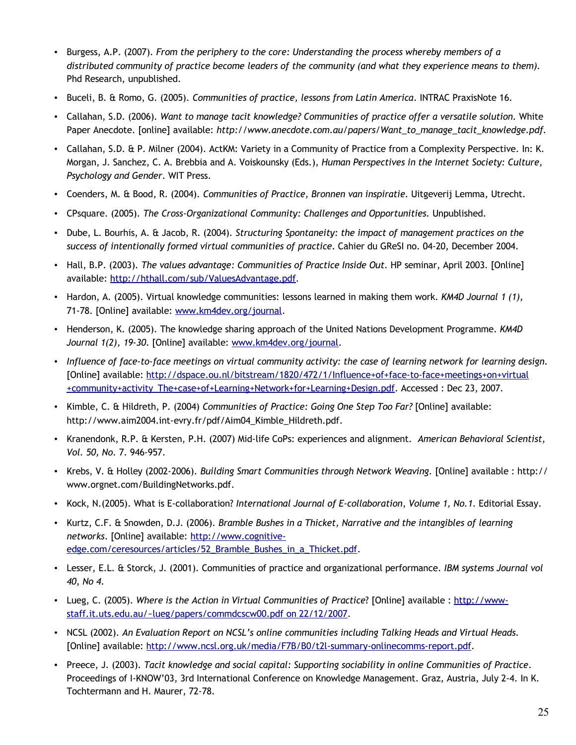- Burgess, A.P. (2007). *From the periphery to the core: Understanding the process whereby members of a distributed community of practice become leaders of the community (and what they experience means to them).* Phd Research, unpublished.
- Buceli, B. & Romo, G. (2005). *Communities of practice, lessons from Latin America*. INTRAC PraxisNote 16.
- Callahan, S.D. (2006). *Want to manage tacit knowledge? Communities of practice offer a versatile solution*. White Paper Anecdote. [online] available: *http://www.anecdote.com.au/papers/Want_to_manage_tacit_knowledge.pdf*.
- Callahan, S.D. & P. Milner (2004). ActKM: Variety in a Community of Practice from a Complexity Perspective. In: K. Morgan, J. Sanchez, C. A. Brebbia and A. Voiskounsky (Eds.), *Human Perspectives in the Internet Society: Culture, Psychology and Gender*. WIT Press.
- Coenders, M. & Bood, R. (2004). *Communities of Practice, Bronnen van inspiratie*. Uitgeverij Lemma, Utrecht.
- CPsquare. (2005). *The Cross-Organizational Community: Challenges and Opportunities*. Unpublished.
- Dube, L. Bourhis, A. & Jacob, R. (2004). *Structuring Spontaneity: the impact of management practices on the success of intentionally formed virtual communities of practice*. Cahier du GReSI no. 04-20, December 2004.
- Hall, B.P. (2003). *The values advantage: Communities of Practice Inside Out*. HP seminar, April 2003. [Online] available: http://hthall.com/sub/ValuesAdvantage.pdf.
- Hardon, A. (2005). Virtual knowledge communities: lessons learned in making them work. *KM4D Journal 1 (1),* 71-78. [Online] available: www.km4dev.org/journal.
- Henderson, K. (2005). The knowledge sharing approach of the United Nations Development Programme. *KM4D Journal 1(2), 19-30*. [Online] available: www.km4dev.org/journal.
- *Influence of face-to-face meetings on virtual community activity: the case of learning network for learning design*. [Online] available: http://dspace.ou.nl/bitstream/1820/472/1/Influence+of+face-to-face+meetings+on+virtual+community+activity_The+case+of+Learning+Network+for+Learning+Design.pdf. Accessed : Dec 23, 2007.
- Kimble, C. & Hildreth, P. (2004) *Communities of Practice: Going One Step Too Far?* [Online] available: http://www.aim2004.int-evry.fr/pdf/Aim04_Kimble_Hildreth.pdf.
- Kranendonk, R.P. & Kersten, P.H. (2007) Mid-life CoPs: experiences and alignment. *American Behavioral Scientist, Vol. 50, No.* 7. 946-957.
- Krebs, V. & Holley (2002-2006). *Building Smart Communities through Network Weaving*. [Online] available : http://www.orgnet.com/BuildingNetworks.pdf.
- Kock, N.(2005). What is E-collaboration? *International Journal of E-collaboration, Volume 1, No.1*. Editorial Essay.
- Kurtz, C.F. & Snowden, D.J. (2006). *Bramble Bushes in a Thicket, Narrative and the intangibles of learning networks*. [Online] available: http://www.cognitive-edge.com/ceresources/articles/52_Bramble_Bushes_in_a_Thicket.pdf.
- Lesser, E.L. & Storck, J. (2001). Communities of practice and organizational performance. *IBM systems Journal vol 40, No 4.*
- Lueg, C. (2005). *Where is the Action in Virtual Communities of Practice*? [Online] available : http://www-staff.it.uts.edu.au/~lueg/papers/commdcscw00.pdf on 22/12/2007.
- NCSL (2002). *An Evaluation Report on NCSL's online communities including Talking Heads and Virtual Heads.* [Online] available: http://www.ncsl.org.uk/media/F7B/B0/t2l-summary-onlinecomms-report.pdf.
- Preece, J. (2003). *Tacit knowledge and social capital: Supporting sociability in online Communities of Practice*. Proceedings of I-KNOW'03, 3rd International Conference on Knowledge Management. Graz, Austria, July 2-4. In K. Tochtermann and H. Maurer, 72-78.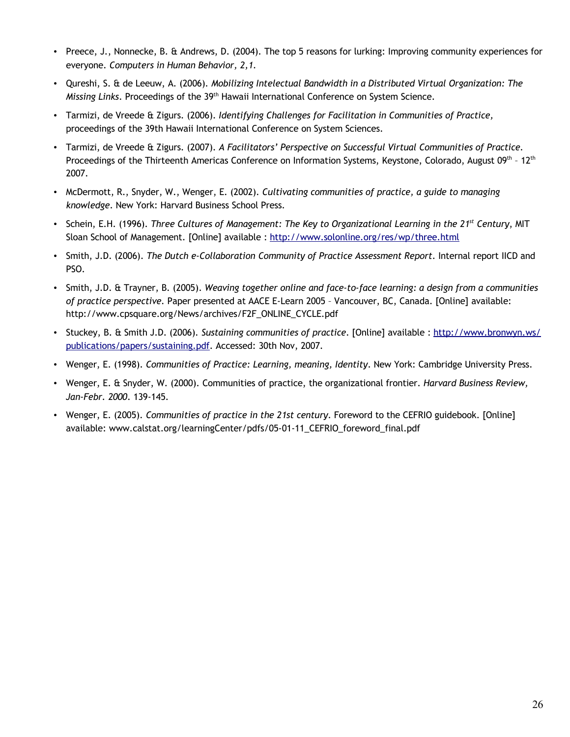- Preece, J., Nonnecke, B. & Andrews, D. (2004). The top 5 reasons for lurking: Improving community experiences for everyone. *Computers in Human Behavior, 2,1.*
- Qureshi, S. & de Leeuw, A. (2006). *Mobilizing Intelectual Bandwidth in a Distributed Virtual Organization: The Missing Links*. Proceedings of the 39th Hawaii International Conference on System Science.
- Tarmizi, de Vreede & Zigurs. (2006). *Identifying Challenges for Facilitation in Communities of Practice,* proceedings of the 39th Hawaii International Conference on System Sciences.
- Tarmizi, de Vreede & Zigurs. (2007). *A Facilitators' Perspective on Successful Virtual Communities of Practice*. Proceedings of the Thirteenth Americas Conference on Information Systems, Keystone, Colorado, August 09th – 12th 2007.
- McDermott, R., Snyder, W., Wenger, E. (2002). *Cultivating communities of practice, a guide to managing knowledge*. New York: Harvard Business School Press.
- Schein, E.H. (1996). *Three Cultures of Management: The Key to Organizational Learning in the 21st Century*, MIT Sloan School of Management. [Online] available : http://www.solonline.org/res/wp/three.html
- Smith, J.D. (2006). *The Dutch e-Collaboration Community of Practice Assessment Report*. Internal report IICD and PSO.
- Smith, J.D. & Trayner, B. (2005). *Weaving together online and face-to-face learning: a design from a communities of practice perspective*. Paper presented at AACE E-Learn 2005 – Vancouver, BC, Canada. [Online] available: http://www.cpsquare.org/News/archives/F2F_ONLINE_CYCLE.pdf
- Stuckey, B. & Smith J.D. (2006). *Sustaining communities of practice*. [Online] available : http://www.bronwyn.ws/publications/papers/sustaining.pdf. Accessed: 30th Nov, 2007.
- Wenger, E. (1998). *Communities of Practice: Learning, meaning, Identity*. New York: Cambridge University Press.
- Wenger, E. & Snyder, W. (2000). Communities of practice, the organizational frontier. *Harvard Business Review, Jan-Febr. 2000*. 139-145.
- Wenger, E. (2005). *Communities of practice in the 21st century*. Foreword to the CEFRIO guidebook. [Online] available: www.calstat.org/learningCenter/pdfs/05-01-11_CEFRIO_foreword_final.pdf